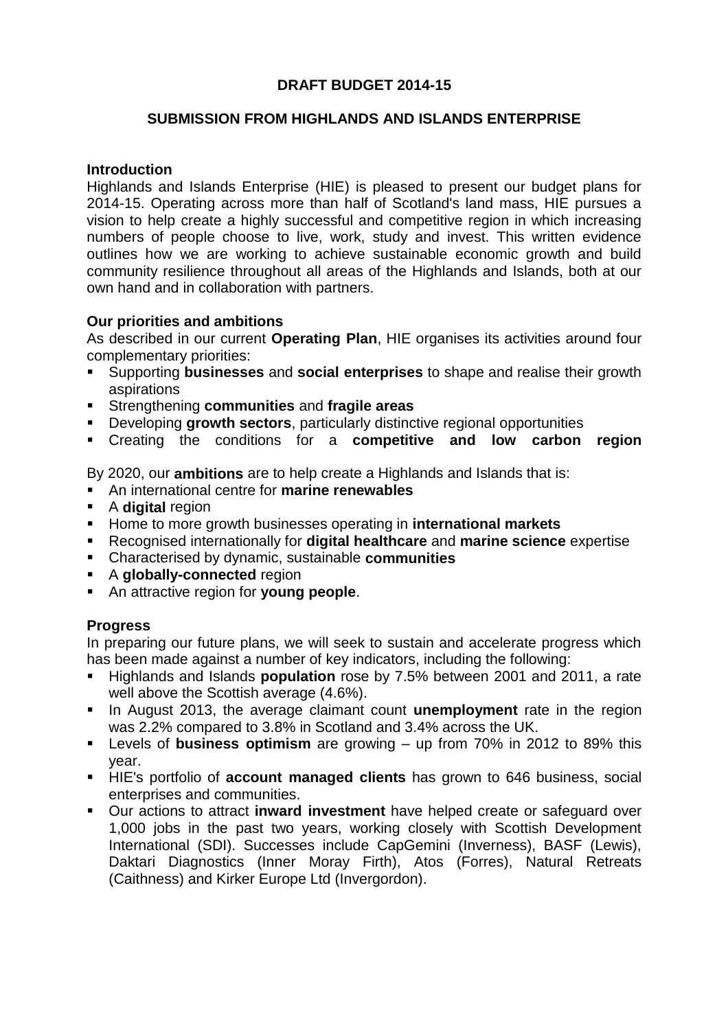# DRAFT BUDGET 2014-15

## SUBMISSION FROM HIGHLANDS AND ISLANDS ENTERPRISE

### Introduction

Highlands and Islands Enterprise (HIE) is pleased to present our budget plans for 2014-15. Operating across more than half of Scotland's land mass, HIE pursues a vision to help create a highly successful and competitive region in which increasing numbers of people choose to live, work, study and invest. This written evidence outlines how we are working to achieve sustainable economic growth and build community resilience throughout all areas of the Highlands and Islands, both at our own hand and in collaboration with partners.

### Our priorities and ambitions

As described in our current **Operating Plan**, HIE organises its activities around four complementary priorities:

- Supporting **businesses** and **social enterprises** to shape and realise their growth aspirations
- Strengthening **communities** and **fragile areas**
- Developing **growth sectors**, particularly distinctive regional opportunities
- Creating the conditions for a **competitive and low carbon region**

By 2020, our **ambitions** are to help create a Highlands and Islands that is:

- An international centre for **marine renewables**
- A **digital** region
- Home to more growth businesses operating in **international markets**
- Recognised internationally for **digital healthcare** and **marine science** expertise
- Characterised by dynamic, sustainable **communities**
- A **globally-connected** region
- An attractive region for **young people**.

### Progress

In preparing our future plans, we will seek to sustain and accelerate progress which has been made against a number of key indicators, including the following:

- Highlands and Islands **population** rose by 7.5% between 2001 and 2011, a rate well above the Scottish average (4.6%).
- In August 2013, the average claimant count **unemployment** rate in the region was 2.2% compared to 3.8% in Scotland and 3.4% across the UK.
- Levels of **business optimism** are growing – up from 70% in 2012 to 89% this year.
- HIE's portfolio of **account managed clients** has grown to 646 business, social enterprises and communities.
- Our actions to attract **inward investment** have helped create or safeguard over 1,000 jobs in the past two years, working closely with Scottish Development International (SDI). Successes include CapGemini (Inverness), BASF (Lewis), Daktari Diagnostics (Inner Moray Firth), Atos (Forres), Natural Retreats (Caithness) and Kirker Europe Ltd (Invergordon).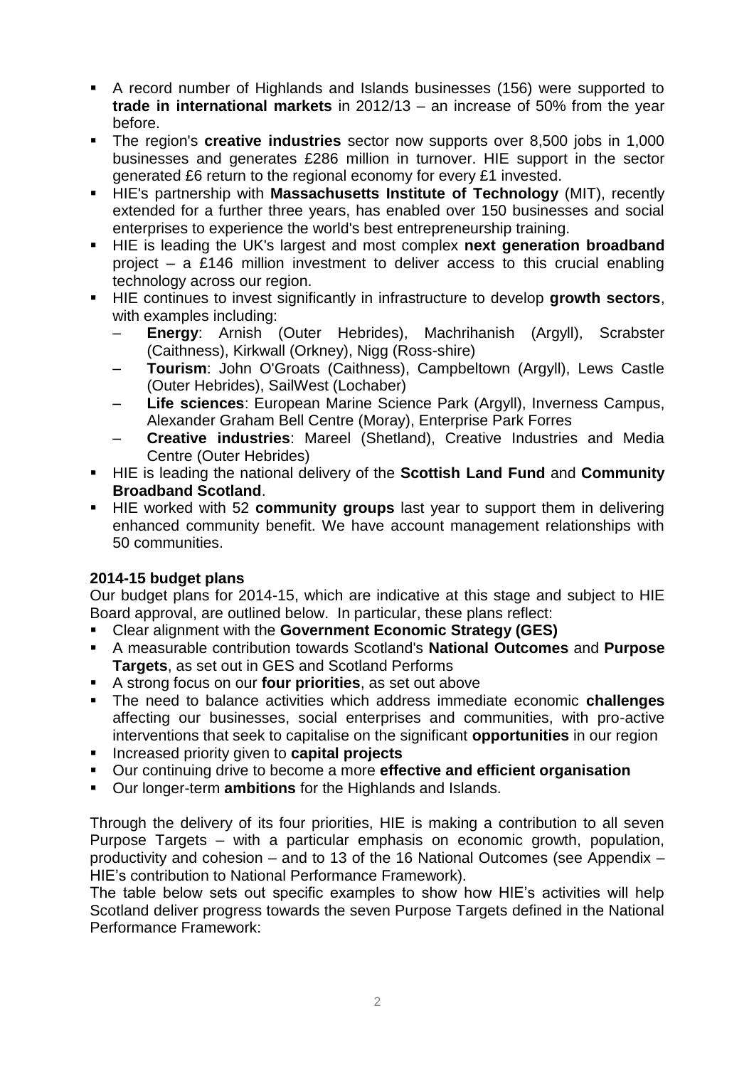- A record number of Highlands and Islands businesses (156) were supported to **trade in international markets** in 2012/13 – an increase of 50% from the year before.
- The region's **creative industries** sector now supports over 8,500 jobs in 1,000 businesses and generates £286 million in turnover. HIE support in the sector generated £6 return to the regional economy for every £1 invested.
- HIE's partnership with **Massachusetts Institute of Technology** (MIT), recently extended for a further three years, has enabled over 150 businesses and social enterprises to experience the world's best entrepreneurship training.
- HIE is leading the UK's largest and most complex **next generation broadband** project – a £146 million investment to deliver access to this crucial enabling technology across our region.
- HIE continues to invest significantly in infrastructure to develop **growth sectors**, with examples including:
  - **Energy**: Arnish (Outer Hebrides), Machrihanish (Argyll), Scrabster (Caithness), Kirkwall (Orkney), Nigg (Ross-shire)
  - **Tourism**: John O'Groats (Caithness), Campbeltown (Argyll), Lews Castle (Outer Hebrides), SailWest (Lochaber)
  - **Life sciences**: European Marine Science Park (Argyll), Inverness Campus, Alexander Graham Bell Centre (Moray), Enterprise Park Forres
  - **Creative industries**: Mareel (Shetland), Creative Industries and Media Centre (Outer Hebrides)
- HIE is leading the national delivery of the **Scottish Land Fund** and **Community Broadband Scotland**.
- HIE worked with 52 **community groups** last year to support them in delivering enhanced community benefit. We have account management relationships with 50 communities.

**2014-15 budget plans**

Our budget plans for 2014-15, which are indicative at this stage and subject to HIE Board approval, are outlined below. In particular, these plans reflect:

- Clear alignment with the **Government Economic Strategy (GES)**
- A measurable contribution towards Scotland's **National Outcomes** and **Purpose Targets**, as set out in GES and Scotland Performs
- A strong focus on our **four priorities**, as set out above
- The need to balance activities which address immediate economic **challenges** affecting our businesses, social enterprises and communities, with pro-active interventions that seek to capitalise on the significant **opportunities** in our region
- Increased priority given to **capital projects**
- Our continuing drive to become a more **effective and efficient organisation**
- Our longer-term **ambitions** for the Highlands and Islands.

Through the delivery of its four priorities, HIE is making a contribution to all seven Purpose Targets – with a particular emphasis on economic growth, population, productivity and cohesion – and to 13 of the 16 National Outcomes (see Appendix – HIE's contribution to National Performance Framework).

The table below sets out specific examples to show how HIE's activities will help Scotland deliver progress towards the seven Purpose Targets defined in the National Performance Framework: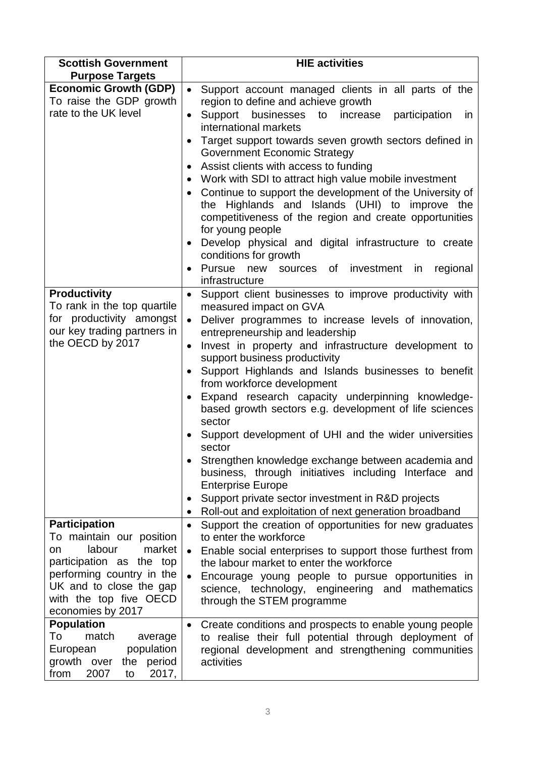| Scottish Government Purpose Targets | HIE activities |
|---|---|
| **Economic Growth (GDP)**<br>To raise the GDP growth rate to the UK level | • Support account managed clients in all parts of the region to define and achieve growth<br>• Support businesses to increase participation in international markets<br>• Target support towards seven growth sectors defined in Government Economic Strategy<br>• Assist clients with access to funding<br>• Work with SDI to attract high value mobile investment<br>• Continue to support the development of the University of the Highlands and Islands (UHI) to improve the competitiveness of the region and create opportunities for young people<br>• Develop physical and digital infrastructure to create conditions for growth<br>• Pursue new sources of investment in regional infrastructure |
| **Productivity**<br>To rank in the top quartile for productivity amongst our key trading partners in the OECD by 2017 | • Support client businesses to improve productivity with measured impact on GVA<br>• Deliver programmes to increase levels of innovation, entrepreneurship and leadership<br>• Invest in property and infrastructure development to support business productivity<br>• Support Highlands and Islands businesses to benefit from workforce development<br>• Expand research capacity underpinning knowledge-based growth sectors e.g. development of life sciences sector<br>• Support development of UHI and the wider universities sector<br>• Strengthen knowledge exchange between academia and business, through initiatives including Interface and Enterprise Europe<br>• Support private sector investment in R&D projects<br>• Roll-out and exploitation of next generation broadband |
| **Participation**<br>To maintain our position on labour market participation as the top performing country in the UK and to close the gap with the top five OECD economies by 2017 | • Support the creation of opportunities for new graduates to enter the workforce<br>• Enable social enterprises to support those furthest from the labour market to enter the workforce<br>• Encourage young people to pursue opportunities in science, technology, engineering and mathematics through the STEM programme |
| **Population**<br>To match average European population growth over the period from 2007 to 2017, | • Create conditions and prospects to enable young people to realise their full potential through deployment of regional development and strengthening communities activities |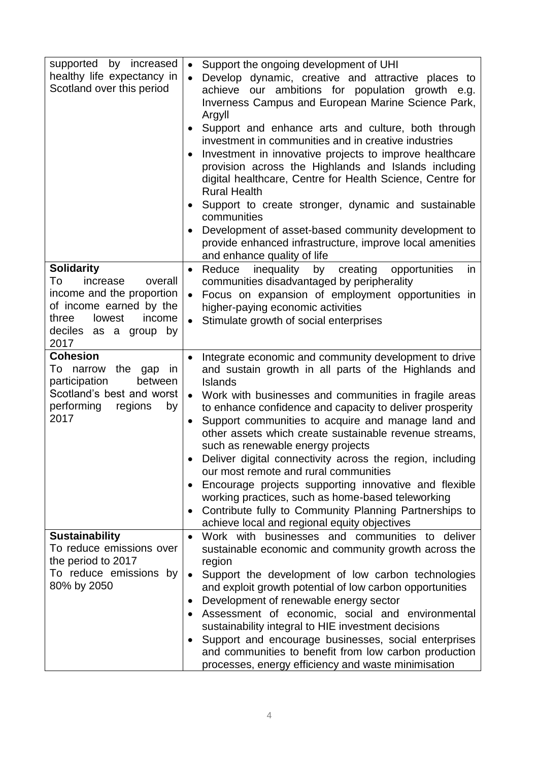| | |
|---|---|
| supported by increased healthy life expectancy in Scotland over this period | • Support the ongoing development of UHI<br>• Develop dynamic, creative and attractive places to achieve our ambitions for population growth e.g. Inverness Campus and European Marine Science Park, Argyll<br>• Support and enhance arts and culture, both through investment in communities and in creative industries<br>• Investment in innovative projects to improve healthcare provision across the Highlands and Islands including digital healthcare, Centre for Health Science, Centre for Rural Health<br>• Support to create stronger, dynamic and sustainable communities<br>• Development of asset-based community development to provide enhanced infrastructure, improve local amenities and enhance quality of life |
| **Solidarity**<br>To increase overall income and the proportion of income earned by the three lowest income deciles as a group by 2017 | • Reduce inequality by creating opportunities in communities disadvantaged by peripherality<br>• Focus on expansion of employment opportunities in higher-paying economic activities<br>• Stimulate growth of social enterprises |
| **Cohesion**<br>To narrow the gap in participation between Scotland's best and worst performing regions by 2017 | • Integrate economic and community development to drive and sustain growth in all parts of the Highlands and Islands<br>• Work with businesses and communities in fragile areas to enhance confidence and capacity to deliver prosperity<br>• Support communities to acquire and manage land and other assets which create sustainable revenue streams, such as renewable energy projects<br>• Deliver digital connectivity across the region, including our most remote and rural communities<br>• Encourage projects supporting innovative and flexible working practices, such as home-based teleworking<br>• Contribute fully to Community Planning Partnerships to achieve local and regional equity objectives |
| **Sustainability**<br>To reduce emissions over the period to 2017<br>To reduce emissions by 80% by 2050 | • Work with businesses and communities to deliver sustainable economic and community growth across the region<br>• Support the development of low carbon technologies and exploit growth potential of low carbon opportunities<br>• Development of renewable energy sector<br>• Assessment of economic, social and environmental sustainability integral to HIE investment decisions<br>• Support and encourage businesses, social enterprises and communities to benefit from low carbon production processes, energy efficiency and waste minimisation |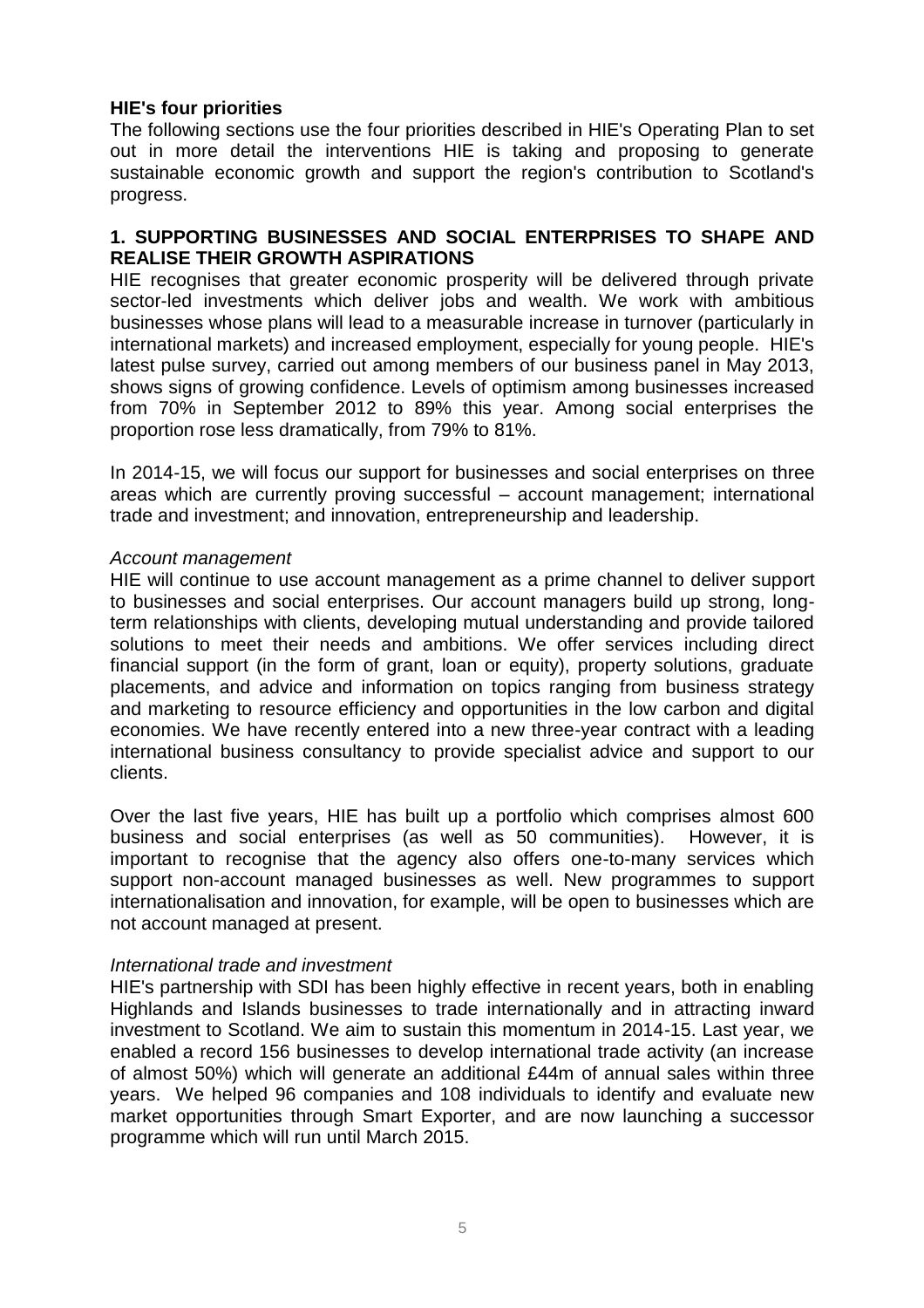## HIE's four priorities

The following sections use the four priorities described in HIE's Operating Plan to set out in more detail the interventions HIE is taking and proposing to generate sustainable economic growth and support the region's contribution to Scotland's progress.

### 1. SUPPORTING BUSINESSES AND SOCIAL ENTERPRISES TO SHAPE AND REALISE THEIR GROWTH ASPIRATIONS

HIE recognises that greater economic prosperity will be delivered through private sector-led investments which deliver jobs and wealth. We work with ambitious businesses whose plans will lead to a measurable increase in turnover (particularly in international markets) and increased employment, especially for young people. HIE's latest pulse survey, carried out among members of our business panel in May 2013, shows signs of growing confidence. Levels of optimism among businesses increased from 70% in September 2012 to 89% this year. Among social enterprises the proportion rose less dramatically, from 79% to 81%.

In 2014-15, we will focus our support for businesses and social enterprises on three areas which are currently proving successful – account management; international trade and investment; and innovation, entrepreneurship and leadership.

*Account management*

HIE will continue to use account management as a prime channel to deliver support to businesses and social enterprises. Our account managers build up strong, long-term relationships with clients, developing mutual understanding and provide tailored solutions to meet their needs and ambitions. We offer services including direct financial support (in the form of grant, loan or equity), property solutions, graduate placements, and advice and information on topics ranging from business strategy and marketing to resource efficiency and opportunities in the low carbon and digital economies. We have recently entered into a new three-year contract with a leading international business consultancy to provide specialist advice and support to our clients.

Over the last five years, HIE has built up a portfolio which comprises almost 600 business and social enterprises (as well as 50 communities). However, it is important to recognise that the agency also offers one-to-many services which support non-account managed businesses as well. New programmes to support internationalisation and innovation, for example, will be open to businesses which are not account managed at present.

*International trade and investment*

HIE's partnership with SDI has been highly effective in recent years, both in enabling Highlands and Islands businesses to trade internationally and in attracting inward investment to Scotland. We aim to sustain this momentum in 2014-15. Last year, we enabled a record 156 businesses to develop international trade activity (an increase of almost 50%) which will generate an additional £44m of annual sales within three years. We helped 96 companies and 108 individuals to identify and evaluate new market opportunities through Smart Exporter, and are now launching a successor programme which will run until March 2015.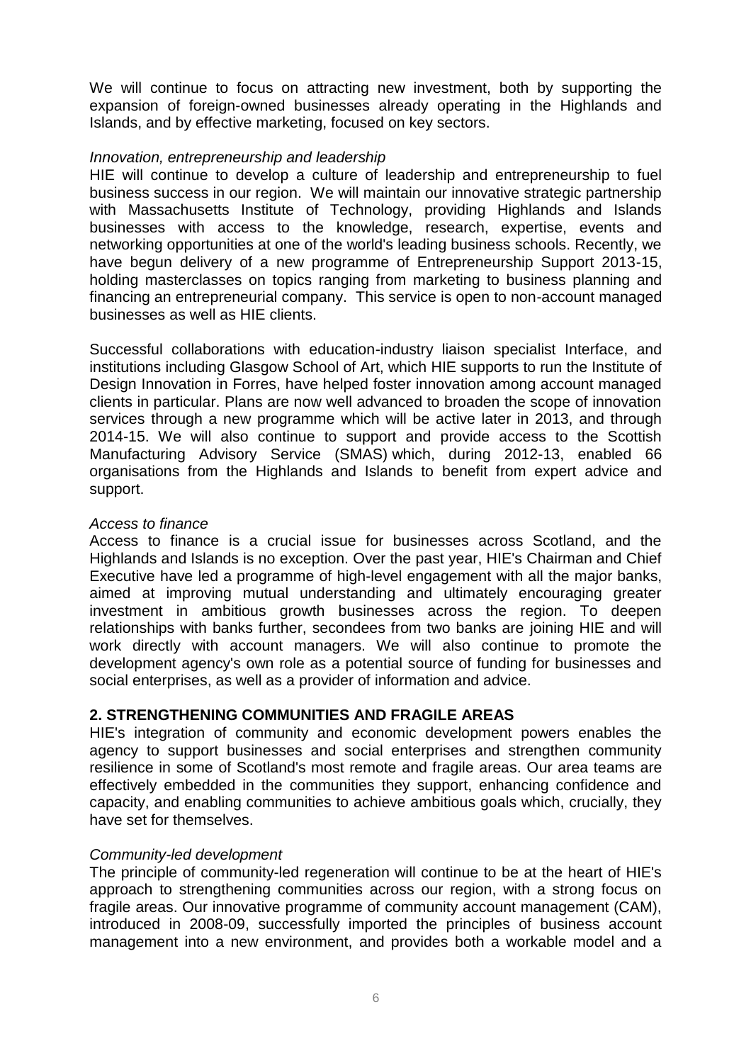We will continue to focus on attracting new investment, both by supporting the expansion of foreign-owned businesses already operating in the Highlands and Islands, and by effective marketing, focused on key sectors.

*Innovation, entrepreneurship and leadership*

HIE will continue to develop a culture of leadership and entrepreneurship to fuel business success in our region. We will maintain our innovative strategic partnership with Massachusetts Institute of Technology, providing Highlands and Islands businesses with access to the knowledge, research, expertise, events and networking opportunities at one of the world's leading business schools. Recently, we have begun delivery of a new programme of Entrepreneurship Support 2013-15, holding masterclasses on topics ranging from marketing to business planning and financing an entrepreneurial company. This service is open to non-account managed businesses as well as HIE clients.

Successful collaborations with education-industry liaison specialist Interface, and institutions including Glasgow School of Art, which HIE supports to run the Institute of Design Innovation in Forres, have helped foster innovation among account managed clients in particular. Plans are now well advanced to broaden the scope of innovation services through a new programme which will be active later in 2013, and through 2014-15. We will also continue to support and provide access to the Scottish Manufacturing Advisory Service (SMAS) which, during 2012-13, enabled 66 organisations from the Highlands and Islands to benefit from expert advice and support.

*Access to finance*

Access to finance is a crucial issue for businesses across Scotland, and the Highlands and Islands is no exception. Over the past year, HIE's Chairman and Chief Executive have led a programme of high-level engagement with all the major banks, aimed at improving mutual understanding and ultimately encouraging greater investment in ambitious growth businesses across the region. To deepen relationships with banks further, secondees from two banks are joining HIE and will work directly with account managers. We will also continue to promote the development agency's own role as a potential source of funding for businesses and social enterprises, as well as a provider of information and advice.

## 2. STRENGTHENING COMMUNITIES AND FRAGILE AREAS

HIE's integration of community and economic development powers enables the agency to support businesses and social enterprises and strengthen community resilience in some of Scotland's most remote and fragile areas. Our area teams are effectively embedded in the communities they support, enhancing confidence and capacity, and enabling communities to achieve ambitious goals which, crucially, they have set for themselves.

*Community-led development*

The principle of community-led regeneration will continue to be at the heart of HIE's approach to strengthening communities across our region, with a strong focus on fragile areas. Our innovative programme of community account management (CAM), introduced in 2008-09, successfully imported the principles of business account management into a new environment, and provides both a workable model and a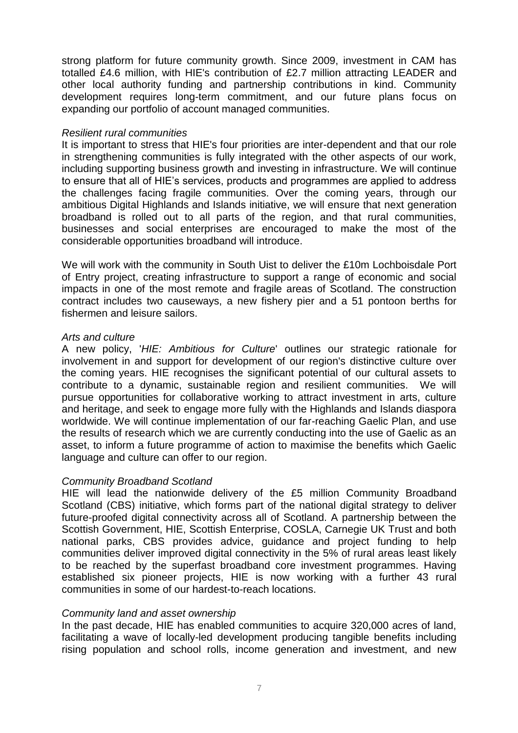strong platform for future community growth. Since 2009, investment in CAM has totalled £4.6 million, with HIE's contribution of £2.7 million attracting LEADER and other local authority funding and partnership contributions in kind. Community development requires long-term commitment, and our future plans focus on expanding our portfolio of account managed communities.

*Resilient rural communities*

It is important to stress that HIE's four priorities are inter-dependent and that our role in strengthening communities is fully integrated with the other aspects of our work, including supporting business growth and investing in infrastructure. We will continue to ensure that all of HIE's services, products and programmes are applied to address the challenges facing fragile communities. Over the coming years, through our ambitious Digital Highlands and Islands initiative, we will ensure that next generation broadband is rolled out to all parts of the region, and that rural communities, businesses and social enterprises are encouraged to make the most of the considerable opportunities broadband will introduce.

We will work with the community in South Uist to deliver the £10m Lochboisdale Port of Entry project, creating infrastructure to support a range of economic and social impacts in one of the most remote and fragile areas of Scotland. The construction contract includes two causeways, a new fishery pier and a 51 pontoon berths for fishermen and leisure sailors.

*Arts and culture*

A new policy, '*HIE: Ambitious for Culture*' outlines our strategic rationale for involvement in and support for development of our region's distinctive culture over the coming years. HIE recognises the significant potential of our cultural assets to contribute to a dynamic, sustainable region and resilient communities. We will pursue opportunities for collaborative working to attract investment in arts, culture and heritage, and seek to engage more fully with the Highlands and Islands diaspora worldwide. We will continue implementation of our far-reaching Gaelic Plan, and use the results of research which we are currently conducting into the use of Gaelic as an asset, to inform a future programme of action to maximise the benefits which Gaelic language and culture can offer to our region.

*Community Broadband Scotland*

HIE will lead the nationwide delivery of the £5 million Community Broadband Scotland (CBS) initiative, which forms part of the national digital strategy to deliver future-proofed digital connectivity across all of Scotland. A partnership between the Scottish Government, HIE, Scottish Enterprise, COSLA, Carnegie UK Trust and both national parks, CBS provides advice, guidance and project funding to help communities deliver improved digital connectivity in the 5% of rural areas least likely to be reached by the superfast broadband core investment programmes. Having established six pioneer projects, HIE is now working with a further 43 rural communities in some of our hardest-to-reach locations.

*Community land and asset ownership*

In the past decade, HIE has enabled communities to acquire 320,000 acres of land, facilitating a wave of locally-led development producing tangible benefits including rising population and school rolls, income generation and investment, and new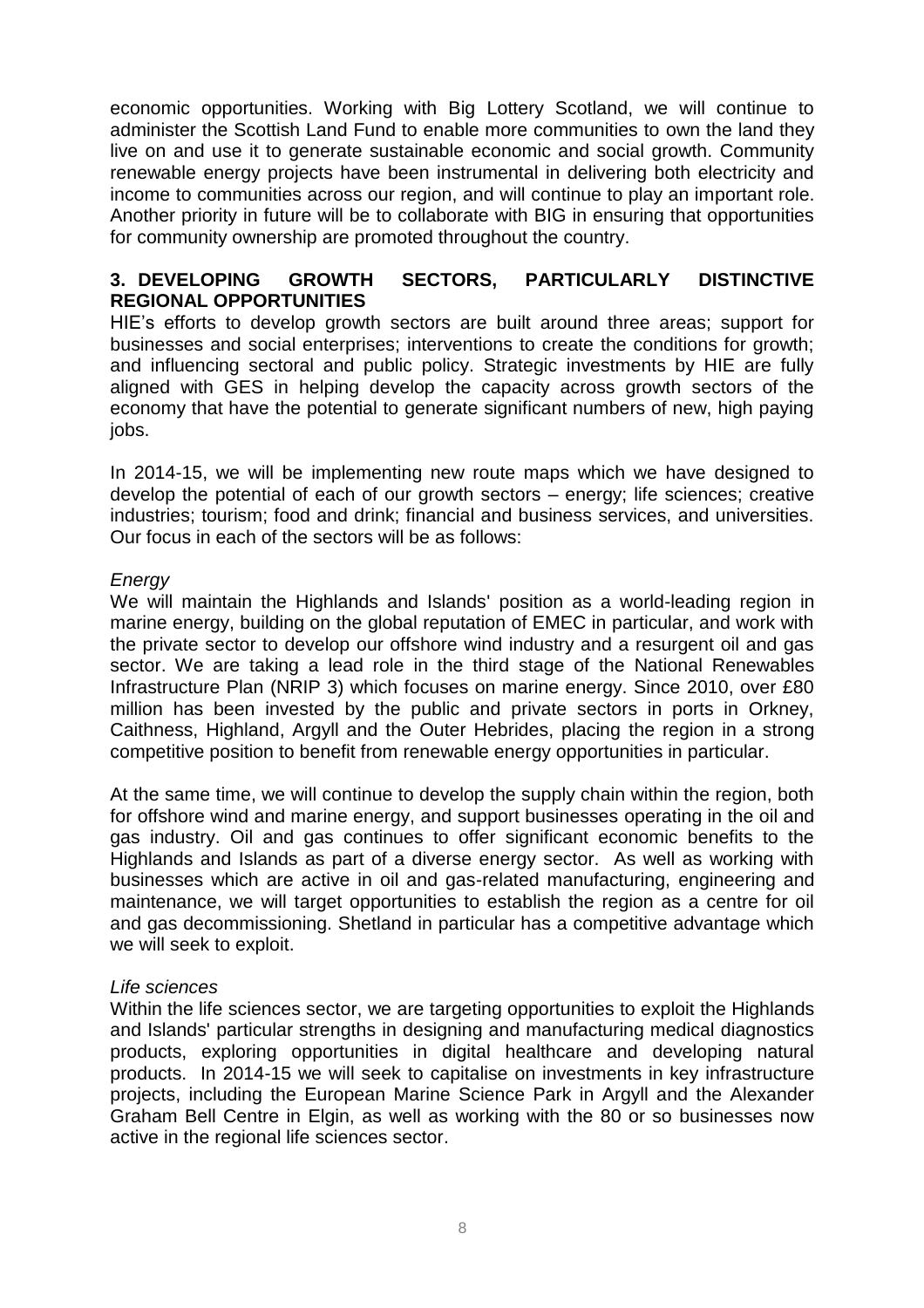economic opportunities. Working with Big Lottery Scotland, we will continue to administer the Scottish Land Fund to enable more communities to own the land they live on and use it to generate sustainable economic and social growth. Community renewable energy projects have been instrumental in delivering both electricity and income to communities across our region, and will continue to play an important role. Another priority in future will be to collaborate with BIG in ensuring that opportunities for community ownership are promoted throughout the country.

## 3. DEVELOPING GROWTH SECTORS, PARTICULARLY DISTINCTIVE REGIONAL OPPORTUNITIES

HIE's efforts to develop growth sectors are built around three areas; support for businesses and social enterprises; interventions to create the conditions for growth; and influencing sectoral and public policy. Strategic investments by HIE are fully aligned with GES in helping develop the capacity across growth sectors of the economy that have the potential to generate significant numbers of new, high paying jobs.

In 2014-15, we will be implementing new route maps which we have designed to develop the potential of each of our growth sectors – energy; life sciences; creative industries; tourism; food and drink; financial and business services, and universities. Our focus in each of the sectors will be as follows:

*Energy*

We will maintain the Highlands and Islands' position as a world-leading region in marine energy, building on the global reputation of EMEC in particular, and work with the private sector to develop our offshore wind industry and a resurgent oil and gas sector. We are taking a lead role in the third stage of the National Renewables Infrastructure Plan (NRIP 3) which focuses on marine energy. Since 2010, over £80 million has been invested by the public and private sectors in ports in Orkney, Caithness, Highland, Argyll and the Outer Hebrides, placing the region in a strong competitive position to benefit from renewable energy opportunities in particular.

At the same time, we will continue to develop the supply chain within the region, both for offshore wind and marine energy, and support businesses operating in the oil and gas industry. Oil and gas continues to offer significant economic benefits to the Highlands and Islands as part of a diverse energy sector. As well as working with businesses which are active in oil and gas-related manufacturing, engineering and maintenance, we will target opportunities to establish the region as a centre for oil and gas decommissioning. Shetland in particular has a competitive advantage which we will seek to exploit.

*Life sciences*

Within the life sciences sector, we are targeting opportunities to exploit the Highlands and Islands' particular strengths in designing and manufacturing medical diagnostics products, exploring opportunities in digital healthcare and developing natural products. In 2014-15 we will seek to capitalise on investments in key infrastructure projects, including the European Marine Science Park in Argyll and the Alexander Graham Bell Centre in Elgin, as well as working with the 80 or so businesses now active in the regional life sciences sector.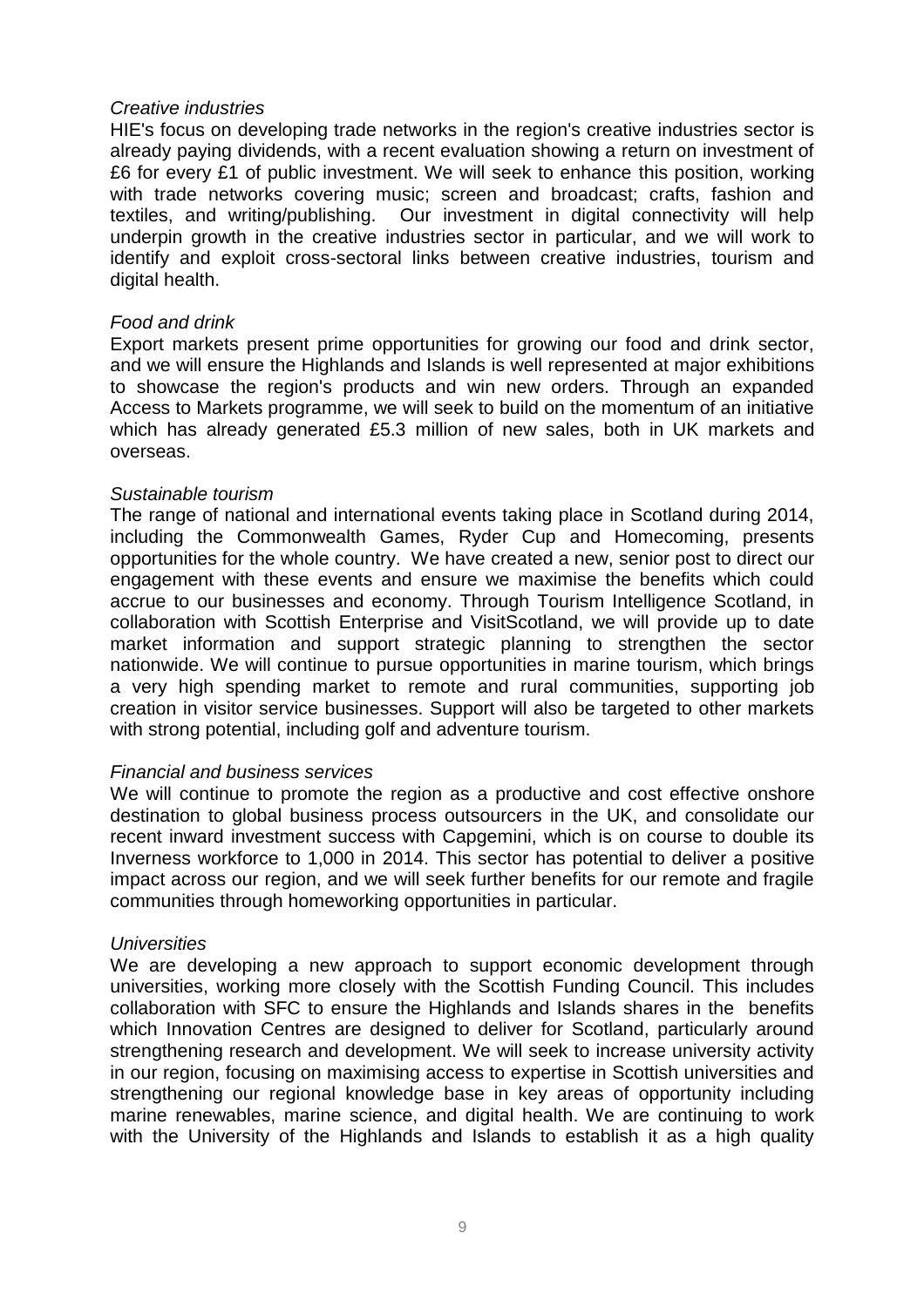*Creative industries*

HIE's focus on developing trade networks in the region's creative industries sector is already paying dividends, with a recent evaluation showing a return on investment of £6 for every £1 of public investment. We will seek to enhance this position, working with trade networks covering music; screen and broadcast; crafts, fashion and textiles, and writing/publishing. Our investment in digital connectivity will help underpin growth in the creative industries sector in particular, and we will work to identify and exploit cross-sectoral links between creative industries, tourism and digital health.

*Food and drink*

Export markets present prime opportunities for growing our food and drink sector, and we will ensure the Highlands and Islands is well represented at major exhibitions to showcase the region's products and win new orders. Through an expanded Access to Markets programme, we will seek to build on the momentum of an initiative which has already generated £5.3 million of new sales, both in UK markets and overseas.

*Sustainable tourism*

The range of national and international events taking place in Scotland during 2014, including the Commonwealth Games, Ryder Cup and Homecoming, presents opportunities for the whole country. We have created a new, senior post to direct our engagement with these events and ensure we maximise the benefits which could accrue to our businesses and economy. Through Tourism Intelligence Scotland, in collaboration with Scottish Enterprise and VisitScotland, we will provide up to date market information and support strategic planning to strengthen the sector nationwide. We will continue to pursue opportunities in marine tourism, which brings a very high spending market to remote and rural communities, supporting job creation in visitor service businesses. Support will also be targeted to other markets with strong potential, including golf and adventure tourism.

*Financial and business services*

We will continue to promote the region as a productive and cost effective onshore destination to global business process outsourcers in the UK, and consolidate our recent inward investment success with Capgemini, which is on course to double its Inverness workforce to 1,000 in 2014. This sector has potential to deliver a positive impact across our region, and we will seek further benefits for our remote and fragile communities through homeworking opportunities in particular.

*Universities*

We are developing a new approach to support economic development through universities, working more closely with the Scottish Funding Council. This includes collaboration with SFC to ensure the Highlands and Islands shares in the benefits which Innovation Centres are designed to deliver for Scotland, particularly around strengthening research and development. We will seek to increase university activity in our region, focusing on maximising access to expertise in Scottish universities and strengthening our regional knowledge base in key areas of opportunity including marine renewables, marine science, and digital health. We are continuing to work with the University of the Highlands and Islands to establish it as a high quality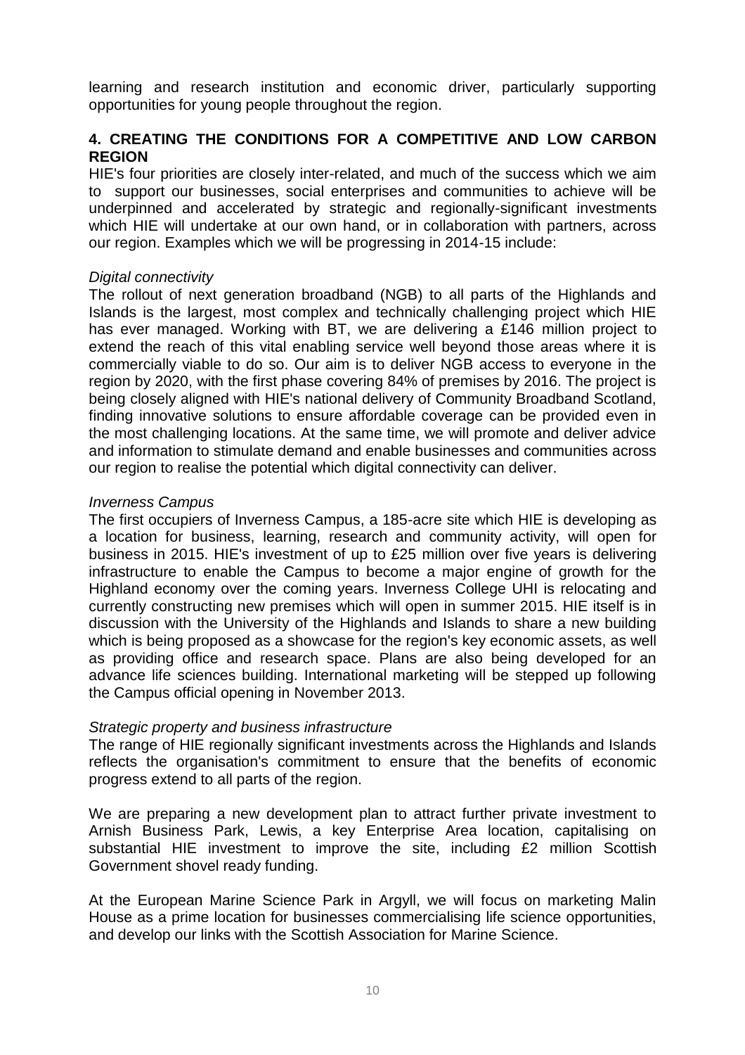learning and research institution and economic driver, particularly supporting opportunities for young people throughout the region.

## 4. CREATING THE CONDITIONS FOR A COMPETITIVE AND LOW CARBON REGION

HIE's four priorities are closely inter-related, and much of the success which we aim to support our businesses, social enterprises and communities to achieve will be underpinned and accelerated by strategic and regionally-significant investments which HIE will undertake at our own hand, or in collaboration with partners, across our region. Examples which we will be progressing in 2014-15 include:

*Digital connectivity*

The rollout of next generation broadband (NGB) to all parts of the Highlands and Islands is the largest, most complex and technically challenging project which HIE has ever managed. Working with BT, we are delivering a £146 million project to extend the reach of this vital enabling service well beyond those areas where it is commercially viable to do so. Our aim is to deliver NGB access to everyone in the region by 2020, with the first phase covering 84% of premises by 2016. The project is being closely aligned with HIE's national delivery of Community Broadband Scotland, finding innovative solutions to ensure affordable coverage can be provided even in the most challenging locations. At the same time, we will promote and deliver advice and information to stimulate demand and enable businesses and communities across our region to realise the potential which digital connectivity can deliver.

*Inverness Campus*

The first occupiers of Inverness Campus, a 185-acre site which HIE is developing as a location for business, learning, research and community activity, will open for business in 2015. HIE's investment of up to £25 million over five years is delivering infrastructure to enable the Campus to become a major engine of growth for the Highland economy over the coming years. Inverness College UHI is relocating and currently constructing new premises which will open in summer 2015. HIE itself is in discussion with the University of the Highlands and Islands to share a new building which is being proposed as a showcase for the region's key economic assets, as well as providing office and research space. Plans are also being developed for an advance life sciences building. International marketing will be stepped up following the Campus official opening in November 2013.

*Strategic property and business infrastructure*

The range of HIE regionally significant investments across the Highlands and Islands reflects the organisation's commitment to ensure that the benefits of economic progress extend to all parts of the region.

We are preparing a new development plan to attract further private investment to Arnish Business Park, Lewis, a key Enterprise Area location, capitalising on substantial HIE investment to improve the site, including £2 million Scottish Government shovel ready funding.

At the European Marine Science Park in Argyll, we will focus on marketing Malin House as a prime location for businesses commercialising life science opportunities, and develop our links with the Scottish Association for Marine Science.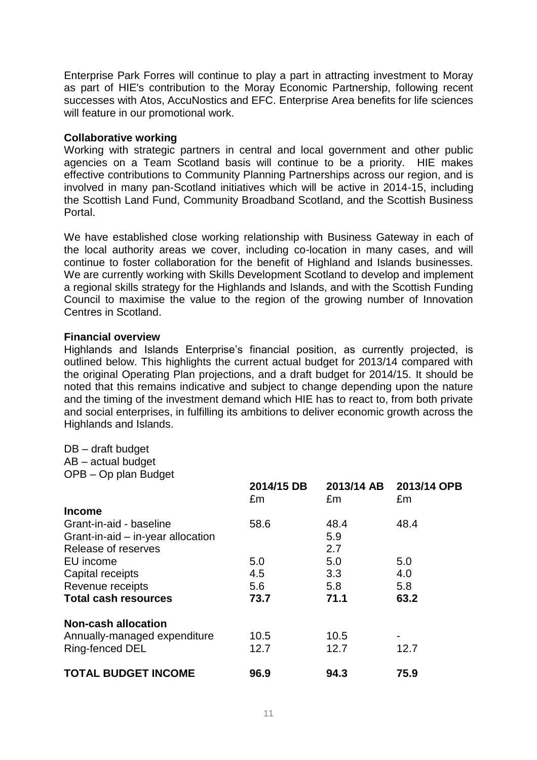Enterprise Park Forres will continue to play a part in attracting investment to Moray as part of HIE's contribution to the Moray Economic Partnership, following recent successes with Atos, AccuNostics and EFC. Enterprise Area benefits for life sciences will feature in our promotional work.

**Collaborative working**

Working with strategic partners in central and local government and other public agencies on a Team Scotland basis will continue to be a priority. HIE makes effective contributions to Community Planning Partnerships across our region, and is involved in many pan-Scotland initiatives which will be active in 2014-15, including the Scottish Land Fund, Community Broadband Scotland, and the Scottish Business Portal.

We have established close working relationship with Business Gateway in each of the local authority areas we cover, including co-location in many cases, and will continue to foster collaboration for the benefit of Highland and Islands businesses. We are currently working with Skills Development Scotland to develop and implement a regional skills strategy for the Highlands and Islands, and with the Scottish Funding Council to maximise the value to the region of the growing number of Innovation Centres in Scotland.

**Financial overview**

Highlands and Islands Enterprise's financial position, as currently projected, is outlined below. This highlights the current actual budget for 2013/14 compared with the original Operating Plan projections, and a draft budget for 2014/15. It should be noted that this remains indicative and subject to change depending upon the nature and the timing of the investment demand which HIE has to react to, from both private and social enterprises, in fulfilling its ambitions to deliver economic growth across the Highlands and Islands.

DB – draft budget
AB – actual budget
OPB – Op plan Budget

| | 2014/15 DB £m | 2013/14 AB £m | 2013/14 OPB £m |
|---|---|---|---|
| **Income** | | | |
| Grant-in-aid - baseline | 58.6 | 48.4 | 48.4 |
| Grant-in-aid – in-year allocation | | 5.9 | |
| Release of reserves | | 2.7 | |
| EU income | 5.0 | 5.0 | 5.0 |
| Capital receipts | 4.5 | 3.3 | 4.0 |
| Revenue receipts | 5.6 | 5.8 | 5.8 |
| **Total cash resources** | **73.7** | **71.1** | **63.2** |
| | | | |
| **Non-cash allocation** | | | |
| Annually-managed expenditure | 10.5 | 10.5 | - |
| Ring-fenced DEL | 12.7 | 12.7 | 12.7 |
| | | | |
| **TOTAL BUDGET INCOME** | **96.9** | **94.3** | **75.9** |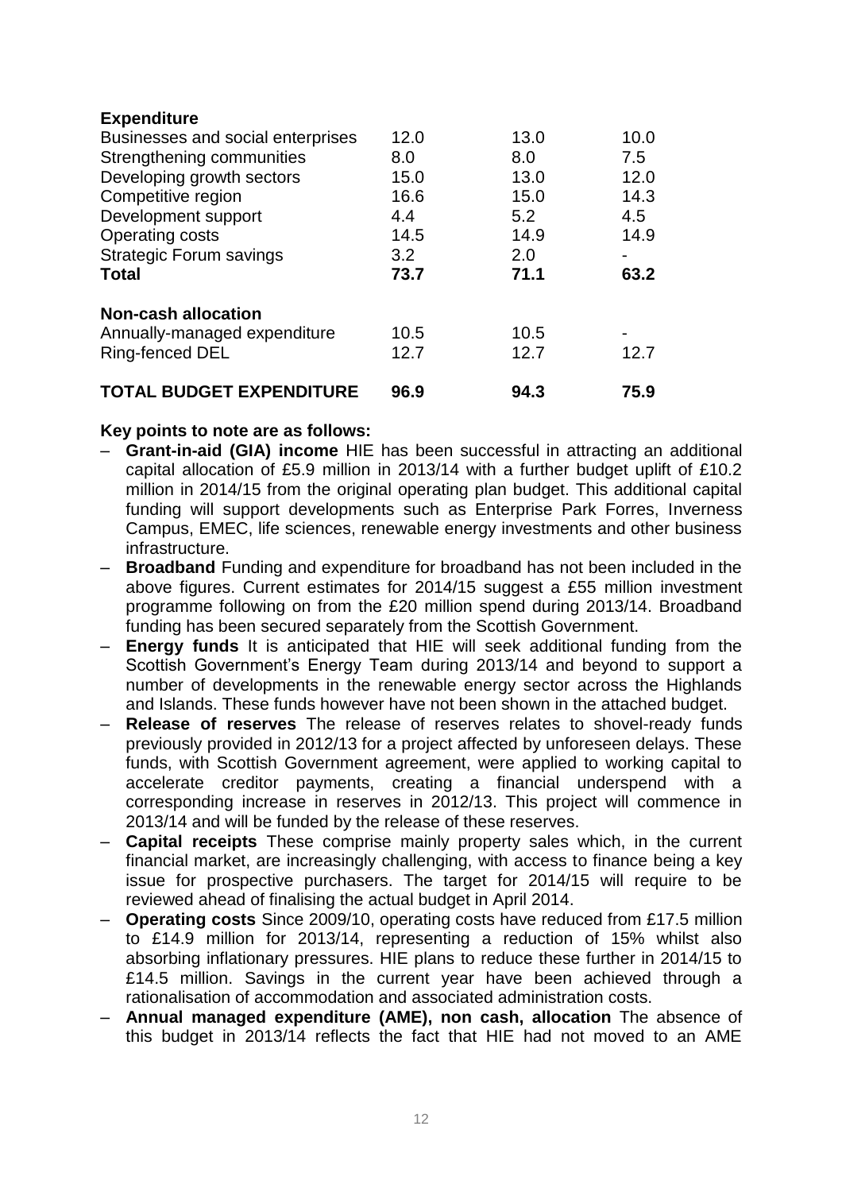| **Expenditure** | | | |
|---|---|---|---|
| Businesses and social enterprises | 12.0 | 13.0 | 10.0 |
| Strengthening communities | 8.0 | 8.0 | 7.5 |
| Developing growth sectors | 15.0 | 13.0 | 12.0 |
| Competitive region | 16.6 | 15.0 | 14.3 |
| Development support | 4.4 | 5.2 | 4.5 |
| Operating costs | 14.5 | 14.9 | 14.9 |
| Strategic Forum savings | 3.2 | 2.0 | - |
| **Total** | **73.7** | **71.1** | **63.2** |
| **Non-cash allocation** | | | |
| Annually-managed expenditure | 10.5 | 10.5 | - |
| Ring-fenced DEL | 12.7 | 12.7 | 12.7 |
| **TOTAL BUDGET EXPENDITURE** | **96.9** | **94.3** | **75.9** |

**Key points to note are as follows:**

- **Grant-in-aid (GIA) income** HIE has been successful in attracting an additional capital allocation of £5.9 million in 2013/14 with a further budget uplift of £10.2 million in 2014/15 from the original operating plan budget. This additional capital funding will support developments such as Enterprise Park Forres, Inverness Campus, EMEC, life sciences, renewable energy investments and other business infrastructure.
- **Broadband** Funding and expenditure for broadband has not been included in the above figures. Current estimates for 2014/15 suggest a £55 million investment programme following on from the £20 million spend during 2013/14. Broadband funding has been secured separately from the Scottish Government.
- **Energy funds** It is anticipated that HIE will seek additional funding from the Scottish Government's Energy Team during 2013/14 and beyond to support a number of developments in the renewable energy sector across the Highlands and Islands. These funds however have not been shown in the attached budget.
- **Release of reserves** The release of reserves relates to shovel-ready funds previously provided in 2012/13 for a project affected by unforeseen delays. These funds, with Scottish Government agreement, were applied to working capital to accelerate creditor payments, creating a financial underspend with a corresponding increase in reserves in 2012/13. This project will commence in 2013/14 and will be funded by the release of these reserves.
- **Capital receipts** These comprise mainly property sales which, in the current financial market, are increasingly challenging, with access to finance being a key issue for prospective purchasers. The target for 2014/15 will require to be reviewed ahead of finalising the actual budget in April 2014.
- **Operating costs** Since 2009/10, operating costs have reduced from £17.5 million to £14.9 million for 2013/14, representing a reduction of 15% whilst also absorbing inflationary pressures. HIE plans to reduce these further in 2014/15 to £14.5 million. Savings in the current year have been achieved through a rationalisation of accommodation and associated administration costs.
- **Annual managed expenditure (AME), non cash, allocation** The absence of this budget in 2013/14 reflects the fact that HIE had not moved to an AME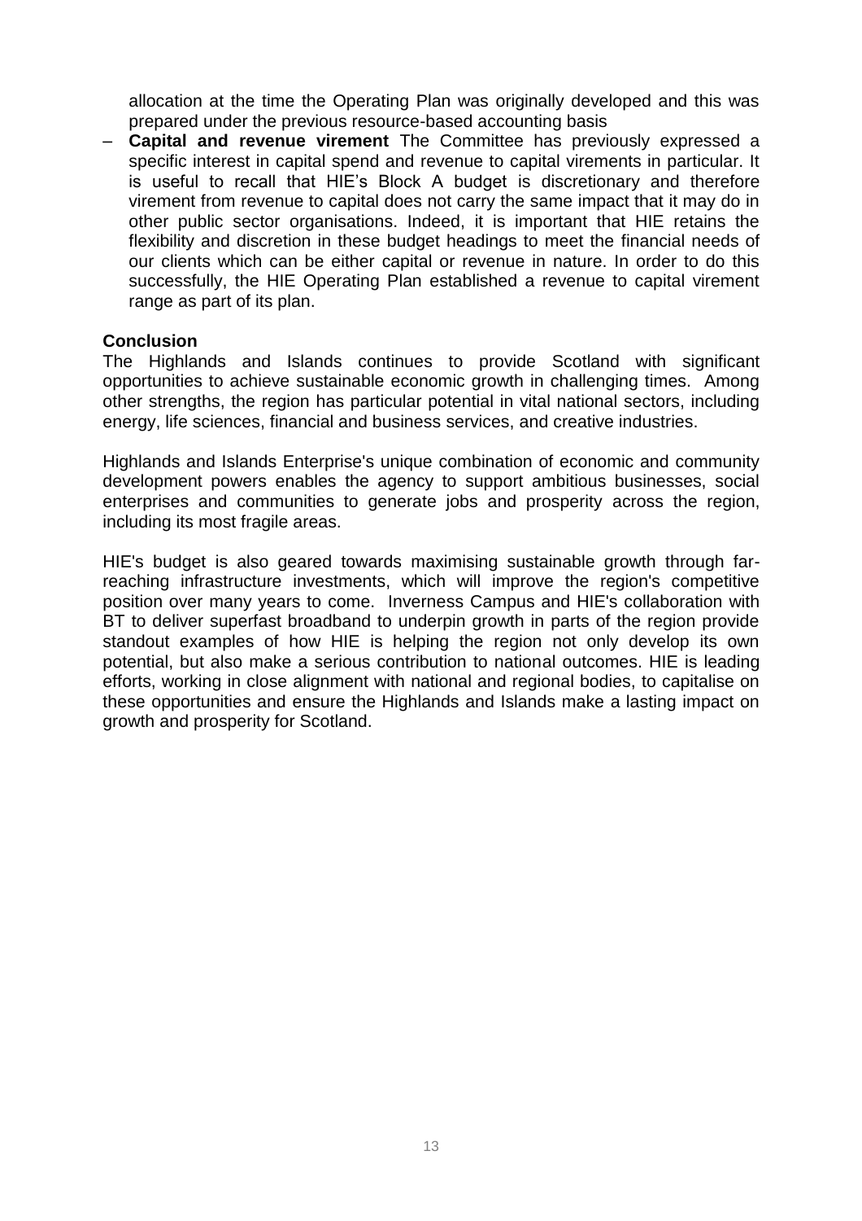allocation at the time the Operating Plan was originally developed and this was prepared under the previous resource-based accounting basis

– **Capital and revenue virement** The Committee has previously expressed a specific interest in capital spend and revenue to capital virements in particular. It is useful to recall that HIE's Block A budget is discretionary and therefore virement from revenue to capital does not carry the same impact that it may do in other public sector organisations. Indeed, it is important that HIE retains the flexibility and discretion in these budget headings to meet the financial needs of our clients which can be either capital or revenue in nature. In order to do this successfully, the HIE Operating Plan established a revenue to capital virement range as part of its plan.

**Conclusion**

The Highlands and Islands continues to provide Scotland with significant opportunities to achieve sustainable economic growth in challenging times. Among other strengths, the region has particular potential in vital national sectors, including energy, life sciences, financial and business services, and creative industries.

Highlands and Islands Enterprise's unique combination of economic and community development powers enables the agency to support ambitious businesses, social enterprises and communities to generate jobs and prosperity across the region, including its most fragile areas.

HIE's budget is also geared towards maximising sustainable growth through far-reaching infrastructure investments, which will improve the region's competitive position over many years to come. Inverness Campus and HIE's collaboration with BT to deliver superfast broadband to underpin growth in parts of the region provide standout examples of how HIE is helping the region not only develop its own potential, but also make a serious contribution to national outcomes. HIE is leading efforts, working in close alignment with national and regional bodies, to capitalise on these opportunities and ensure the Highlands and Islands make a lasting impact on growth and prosperity for Scotland.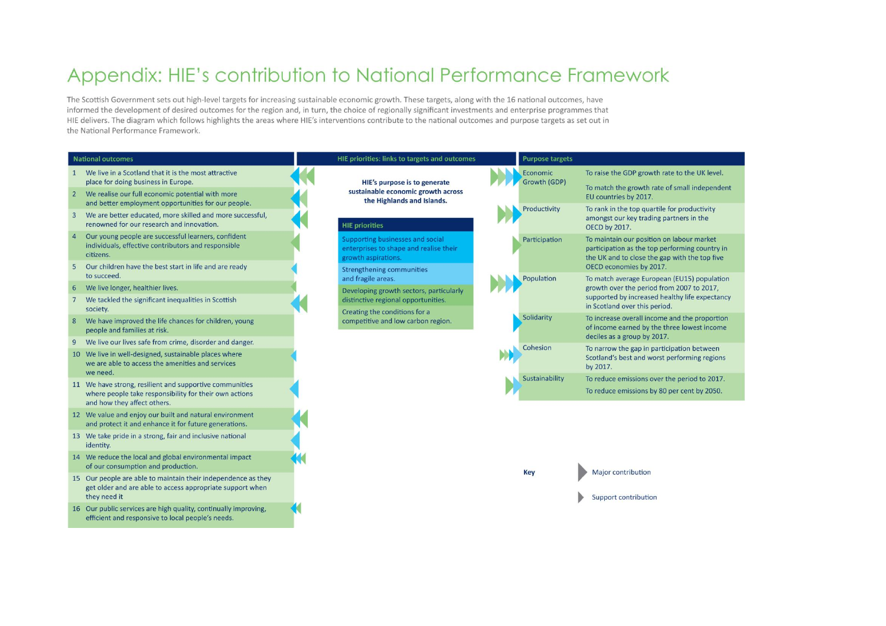# Appendix: HIE's contribution to National Performance Framework

The Scottish Government sets out high-level targets for increasing sustainable economic growth. These targets, along with the 16 national outcomes, have informed the development of desired outcomes for the region and, in turn, the choice of regionally significant investments and enterprise programmes that HIE delivers. The diagram which follows highlights the areas where HIE's interventions contribute to the national outcomes and purpose targets as set out in the National Performance Framework.

## National outcomes

1. We live in a Scotland that it is the most attractive place for doing business in Europe.
2. We realise our full economic potential with more and better employment opportunities for our people.
3. We are better educated, more skilled and more successful, renowned for our research and innovation.
4. Our young people are successful learners, confident individuals, effective contributors and responsible citizens.
5. Our children have the best start in life and are ready to succeed.
6. We live longer, healthier lives.
7. We tackled the significant inequalities in Scottish society.
8. We have improved the life chances for children, young people and families at risk.
9. We live our lives safe from crime, disorder and danger.
10. We live in well-designed, sustainable places where we are able to access the amenities and services we need.
11. We have strong, resilient and supportive communities where people take responsibility for their own actions and how they affect others.
12. We value and enjoy our built and natural environment and protect it and enhance it for future generations.
13. We take pride in a strong, fair and inclusive national identity.
14. We reduce the local and global environmental impact of our consumption and production.
15. Our people are able to maintain their independence as they get older and are able to access appropriate support when they need it
16. Our public services are high quality, continually improving, efficient and responsive to local people's needs.

## HIE priorities: links to targets and outcomes

**HIE's purpose is to generate sustainable economic growth across the Highlands and Islands.**

### HIE priorities

- Supporting businesses and social enterprises to shape and realise their growth aspirations.
- Strengthening communities and fragile areas.
- Developing growth sectors, particularly distinctive regional opportunities.
- Creating the conditions for a competitive and low carbon region.

## Purpose targets

| Purpose target | |
|---|---|
| Economic Growth (GDP) | To raise the GDP growth rate to the UK level.<br>To match the growth rate of small independent EU countries by 2017. |
| Productivity | To rank in the top quartile for productivity amongst our key trading partners in the OECD by 2017. |
| Participation | To maintain our position on labour market participation as the top performing country in the UK and to close the gap with the top five OECD economies by 2017. |
| Population | To match average European (EU15) population growth over the period from 2007 to 2017, supported by increased healthy life expectancy in Scotland over this period. |
| Solidarity | To increase overall income and the proportion of income earned by the three lowest income deciles as a group by 2017. |
| Cohesion | To narrow the gap in participation between Scotland's best and worst performing regions by 2017. |
| Sustainability | To reduce emissions over the period to 2017.<br>To reduce emissions by 80 per cent by 2050. |

**Key**

- Major contribution
- Support contribution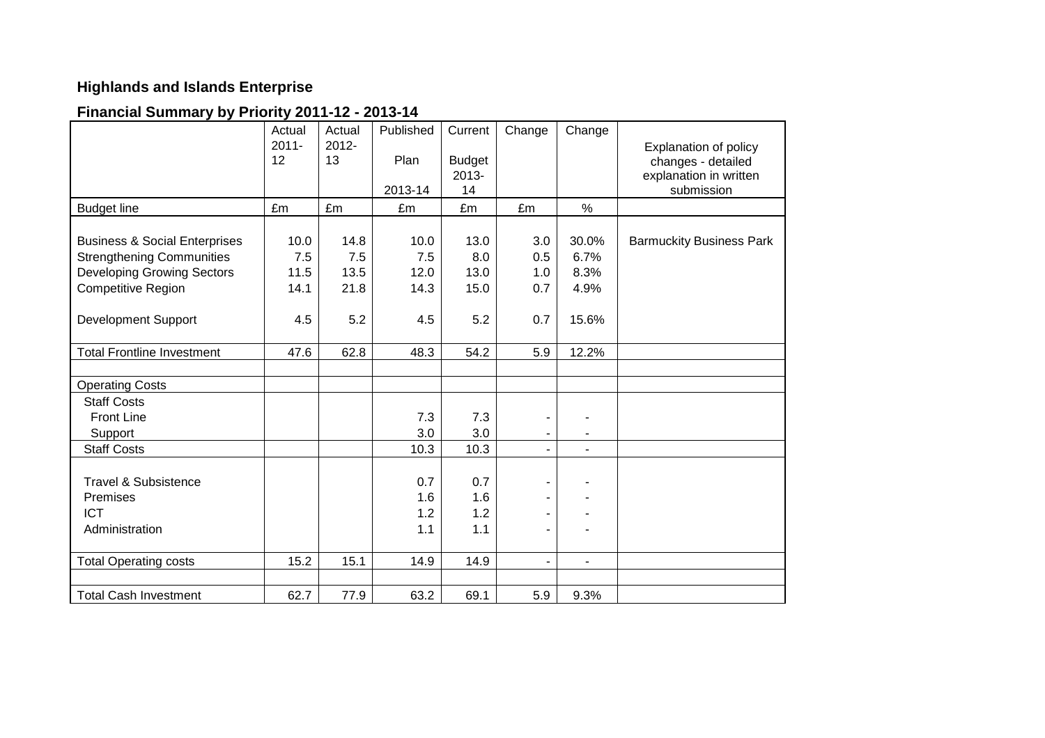**Highlands and Islands Enterprise**

**Financial Summary by Priority 2011-12 - 2013-14**

| | Actual 2011-12 | Actual 2012-13 | Published Plan 2013-14 | Current Budget 2013-14 | Change | Change | Explanation of policy changes - detailed explanation in written submission |
|---|---|---|---|---|---|---|---|
| Budget line | £m | £m | £m | £m | £m | % | |
| Business & Social Enterprises | 10.0 | 14.8 | 10.0 | 13.0 | 3.0 | 30.0% | Barmuckity Business Park |
| Strengthening Communities | 7.5 | 7.5 | 7.5 | 8.0 | 0.5 | 6.7% | |
| Developing Growing Sectors | 11.5 | 13.5 | 12.0 | 13.0 | 1.0 | 8.3% | |
| Competitive Region | 14.1 | 21.8 | 14.3 | 15.0 | 0.7 | 4.9% | |
| Development Support | 4.5 | 5.2 | 4.5 | 5.2 | 0.7 | 15.6% | |
| Total Frontline Investment | 47.6 | 62.8 | 48.3 | 54.2 | 5.9 | 12.2% | |
| | | | | | | | |
| Operating Costs | | | | | | | |
| Staff Costs | | | | | | | |
| Front Line | | | 7.3 | 7.3 | - | - | |
| Support | | | 3.0 | 3.0 | - | - | |
| Staff Costs | | | 10.3 | 10.3 | - | - | |
| Travel & Subsistence | | | 0.7 | 0.7 | - | - | |
| Premises | | | 1.6 | 1.6 | - | - | |
| ICT | | | 1.2 | 1.2 | - | - | |
| Administration | | | 1.1 | 1.1 | - | - | |
| Total Operating costs | 15.2 | 15.1 | 14.9 | 14.9 | - | - | |
| | | | | | | | |
| Total Cash Investment | 62.7 | 77.9 | 63.2 | 69.1 | 5.9 | 9.3% | |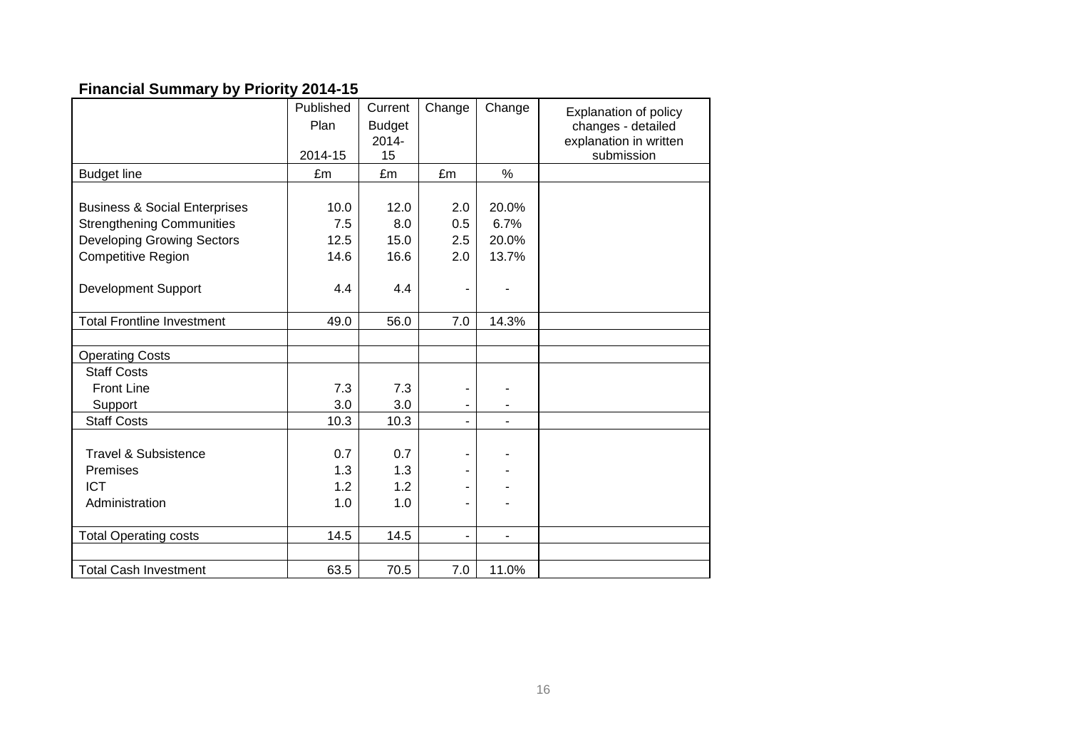**Financial Summary by Priority 2014-15**

| | Published Plan 2014-15 | Current Budget 2014-15 | Change | Change | Explanation of policy changes - detailed explanation in written submission |
|---|---|---|---|---|---|
| Budget line | £m | £m | £m | % | |
| Business & Social Enterprises | 10.0 | 12.0 | 2.0 | 20.0% | |
| Strengthening Communities | 7.5 | 8.0 | 0.5 | 6.7% | |
| Developing Growing Sectors | 12.5 | 15.0 | 2.5 | 20.0% | |
| Competitive Region | 14.6 | 16.6 | 2.0 | 13.7% | |
| Development Support | 4.4 | 4.4 | - | - | |
| Total Frontline Investment | 49.0 | 56.0 | 7.0 | 14.3% | |
| | | | | | |
| Operating Costs | | | | | |
| Staff Costs | | | | | |
| Front Line | 7.3 | 7.3 | - | - | |
| Support | 3.0 | 3.0 | - | - | |
| Staff Costs | 10.3 | 10.3 | - | - | |
| Travel & Subsistence | 0.7 | 0.7 | - | - | |
| Premises | 1.3 | 1.3 | - | - | |
| ICT | 1.2 | 1.2 | - | - | |
| Administration | 1.0 | 1.0 | - | - | |
| Total Operating costs | 14.5 | 14.5 | - | - | |
| | | | | | |
| Total Cash Investment | 63.5 | 70.5 | 7.0 | 11.0% | |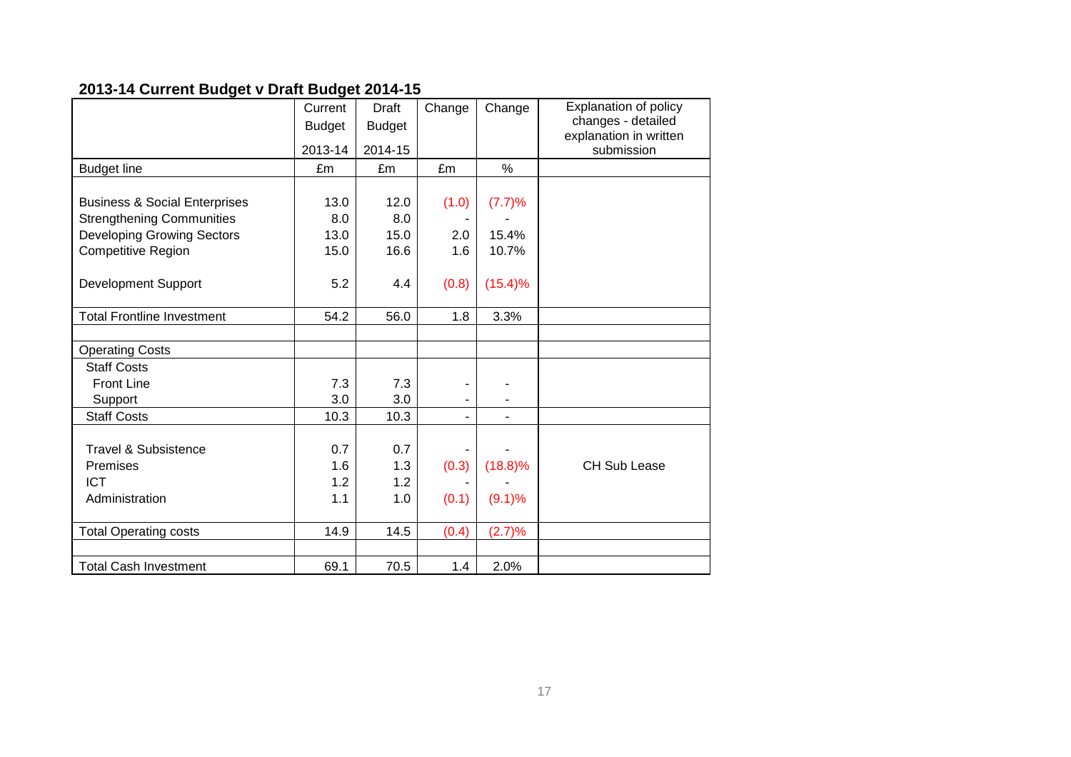## 2013-14 Current Budget v Draft Budget 2014-15

| | Current Budget 2013-14 | Draft Budget 2014-15 | Change | Change | Explanation of policy changes - detailed explanation in written submission |
|---|---|---|---|---|---|
| Budget line | £m | £m | £m | % | |
| Business & Social Enterprises | 13.0 | 12.0 | (1.0) | (7.7)% | |
| Strengthening Communities | 8.0 | 8.0 | - | - | |
| Developing Growing Sectors | 13.0 | 15.0 | 2.0 | 15.4% | |
| Competitive Region | 15.0 | 16.6 | 1.6 | 10.7% | |
| Development Support | 5.2 | 4.4 | (0.8) | (15.4)% | |
| Total Frontline Investment | 54.2 | 56.0 | 1.8 | 3.3% | |
| | | | | | |
| Operating Costs | | | | | |
| Staff Costs | | | | | |
| Front Line | 7.3 | 7.3 | - | - | |
| Support | 3.0 | 3.0 | - | - | |
| Staff Costs | 10.3 | 10.3 | - | - | |
| Travel & Subsistence | 0.7 | 0.7 | - | - | |
| Premises | 1.6 | 1.3 | (0.3) | (18.8)% | CH Sub Lease |
| ICT | 1.2 | 1.2 | - | - | |
| Administration | 1.1 | 1.0 | (0.1) | (9.1)% | |
| Total Operating costs | 14.9 | 14.5 | (0.4) | (2.7)% | |
| | | | | | |
| Total Cash Investment | 69.1 | 70.5 | 1.4 | 2.0% | |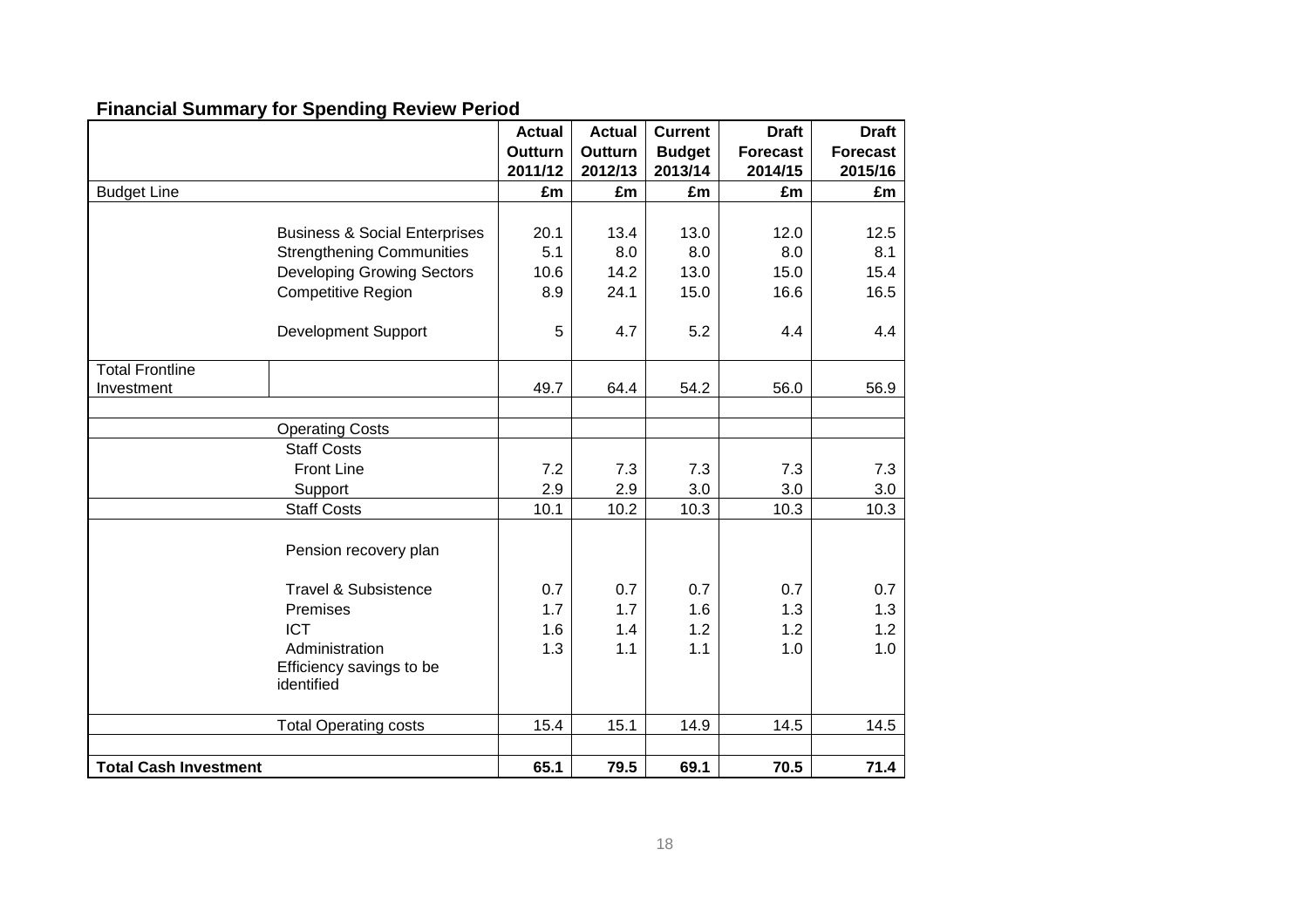**Financial Summary for Spending Review Period**

| | | Actual Outturn 2011/12 | Actual Outturn 2012/13 | Current Budget 2013/14 | Draft Forecast 2014/15 | Draft Forecast 2015/16 |
|---|---|---|---|---|---|---|
| Budget Line | | £m | £m | £m | £m | £m |
| | Business & Social Enterprises | 20.1 | 13.4 | 13.0 | 12.0 | 12.5 |
| | Strengthening Communities | 5.1 | 8.0 | 8.0 | 8.0 | 8.1 |
| | Developing Growing Sectors | 10.6 | 14.2 | 13.0 | 15.0 | 15.4 |
| | Competitive Region | 8.9 | 24.1 | 15.0 | 16.6 | 16.5 |
| | Development Support | 5 | 4.7 | 5.2 | 4.4 | 4.4 |
| Total Frontline Investment | | 49.7 | 64.4 | 54.2 | 56.0 | 56.9 |
| | | | | | | |
| | Operating Costs | | | | | |
| | Staff Costs | | | | | |
| | Front Line | 7.2 | 7.3 | 7.3 | 7.3 | 7.3 |
| | Support | 2.9 | 2.9 | 3.0 | 3.0 | 3.0 |
| | Staff Costs | 10.1 | 10.2 | 10.3 | 10.3 | 10.3 |
| | Pension recovery plan | | | | | |
| | Travel & Subsistence | 0.7 | 0.7 | 0.7 | 0.7 | 0.7 |
| | Premises | 1.7 | 1.7 | 1.6 | 1.3 | 1.3 |
| | ICT | 1.6 | 1.4 | 1.2 | 1.2 | 1.2 |
| | Administration | 1.3 | 1.1 | 1.1 | 1.0 | 1.0 |
| | Efficiency savings to be identified | | | | | |
| | Total Operating costs | 15.4 | 15.1 | 14.9 | 14.5 | 14.5 |
| | | | | | | |
| **Total Cash Investment** | | **65.1** | **79.5** | **69.1** | **70.5** | **71.4** |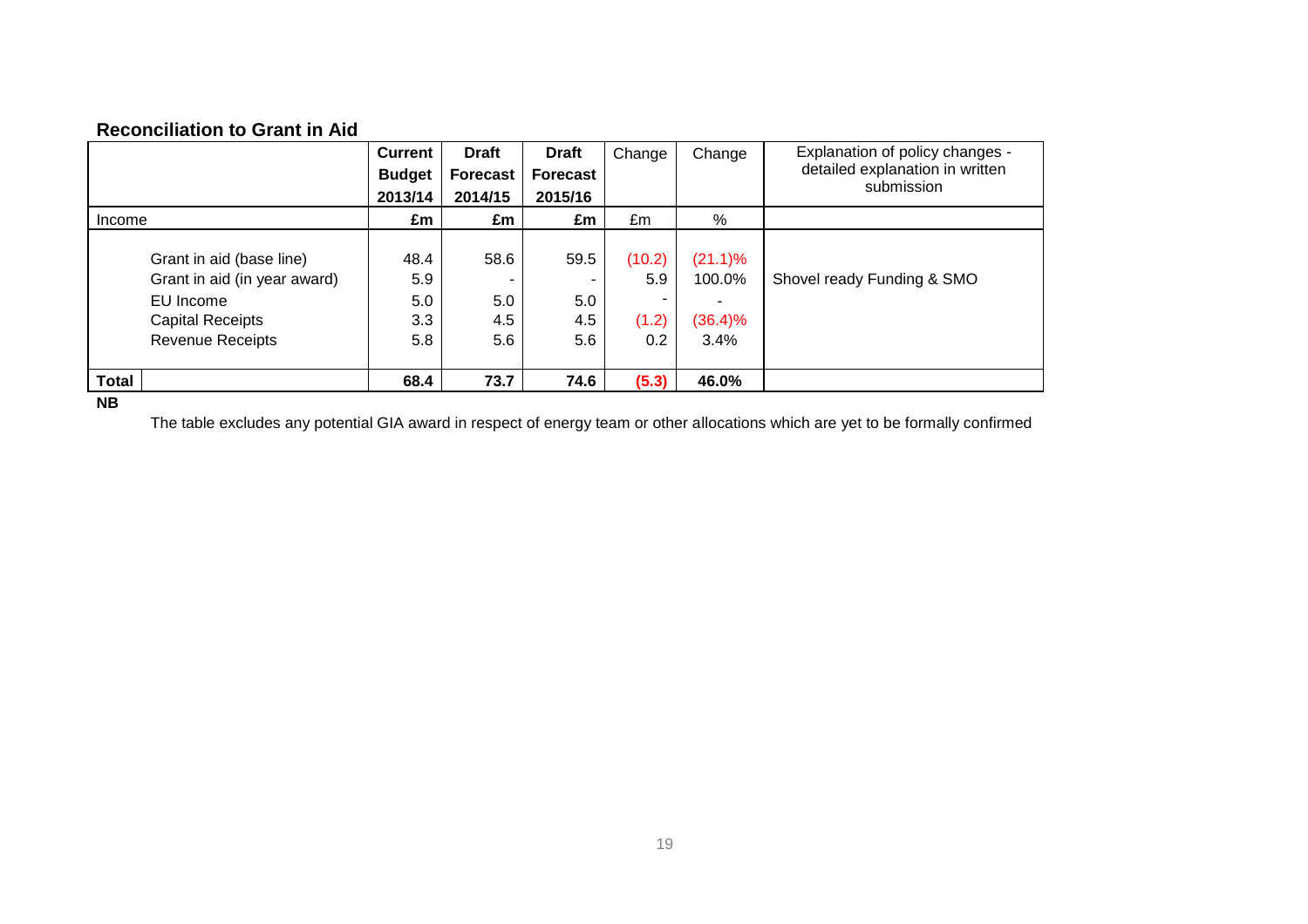## Reconciliation to Grant in Aid

| | Current Budget 2013/14 | Draft Forecast 2014/15 | Draft Forecast 2015/16 | Change | Change | Explanation of policy changes - detailed explanation in written submission |
|---|---|---|---|---|---|---|
| Income | £m | £m | £m | £m | % | |
| Grant in aid (base line) | 48.4 | 58.6 | 59.5 | (10.2) | (21.1)% | |
| Grant in aid (in year award) | 5.9 | - | - | 5.9 | 100.0% | Shovel ready Funding & SMO |
| EU Income | 5.0 | 5.0 | 5.0 | - | - | |
| Capital Receipts | 3.3 | 4.5 | 4.5 | (1.2) | (36.4)% | |
| Revenue Receipts | 5.8 | 5.6 | 5.6 | 0.2 | 3.4% | |
| **Total** | **68.4** | **73.7** | **74.6** | **(5.3)** | **46.0%** | |

**NB**

The table excludes any potential GIA award in respect of energy team or other allocations which are yet to be formally confirmed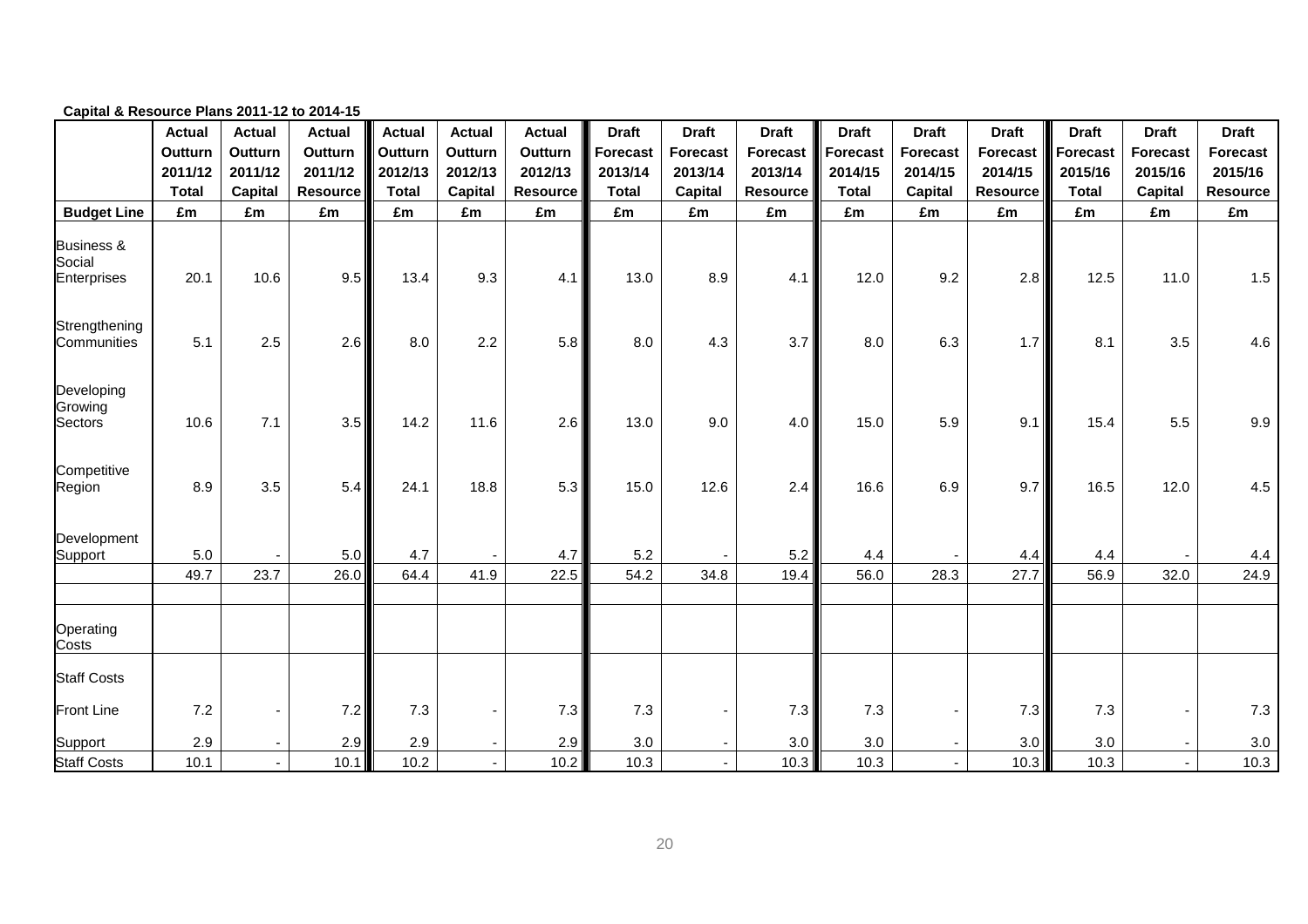**Capital & Resource Plans 2011-12 to 2014-15**

| | Actual Outturn 2011/12 Total | Actual Outturn 2011/12 Capital | Actual Outturn 2011/12 Resource | Actual Outturn 2012/13 Total | Actual Outturn 2012/13 Capital | Actual Outturn 2012/13 Resource | Draft Forecast 2013/14 Total | Draft Forecast 2013/14 Capital | Draft Forecast 2013/14 Resource | Draft Forecast 2014/15 Total | Draft Forecast 2014/15 Capital | Draft Forecast 2014/15 Resource | Draft Forecast 2015/16 Total | Draft Forecast 2015/16 Capital | Draft Forecast 2015/16 Resource |
|---|---|---|---|---|---|---|---|---|---|---|---|---|---|---|---|
| **Budget Line** | **£m** | **£m** | **£m** | **£m** | **£m** | **£m** | **£m** | **£m** | **£m** | **£m** | **£m** | **£m** | **£m** | **£m** | **£m** |
| Business & Social Enterprises | 20.1 | 10.6 | 9.5 | 13.4 | 9.3 | 4.1 | 13.0 | 8.9 | 4.1 | 12.0 | 9.2 | 2.8 | 12.5 | 11.0 | 1.5 |
| Strengthening Communities | 5.1 | 2.5 | 2.6 | 8.0 | 2.2 | 5.8 | 8.0 | 4.3 | 3.7 | 8.0 | 6.3 | 1.7 | 8.1 | 3.5 | 4.6 |
| Developing Growing Sectors | 10.6 | 7.1 | 3.5 | 14.2 | 11.6 | 2.6 | 13.0 | 9.0 | 4.0 | 15.0 | 5.9 | 9.1 | 15.4 | 5.5 | 9.9 |
| Competitive Region | 8.9 | 3.5 | 5.4 | 24.1 | 18.8 | 5.3 | 15.0 | 12.6 | 2.4 | 16.6 | 6.9 | 9.7 | 16.5 | 12.0 | 4.5 |
| Development Support | 5.0 | - | 5.0 | 4.7 | - | 4.7 | 5.2 | - | 5.2 | 4.4 | - | 4.4 | 4.4 | - | 4.4 |
| | 49.7 | 23.7 | 26.0 | 64.4 | 41.9 | 22.5 | 54.2 | 34.8 | 19.4 | 56.0 | 28.3 | 27.7 | 56.9 | 32.0 | 24.9 |
| | | | | | | | | | | | | | | | |
| Operating Costs | | | | | | | | | | | | | | | |
| Staff Costs | | | | | | | | | | | | | | | |
| Front Line | 7.2 | - | 7.2 | 7.3 | - | 7.3 | 7.3 | - | 7.3 | 7.3 | - | 7.3 | 7.3 | - | 7.3 |
| Support | 2.9 | - | 2.9 | 2.9 | - | 2.9 | 3.0 | - | 3.0 | 3.0 | - | 3.0 | 3.0 | - | 3.0 |
| Staff Costs | 10.1 | - | 10.1 | 10.2 | - | 10.2 | 10.3 | - | 10.3 | 10.3 | - | 10.3 | 10.3 | - | 10.3 |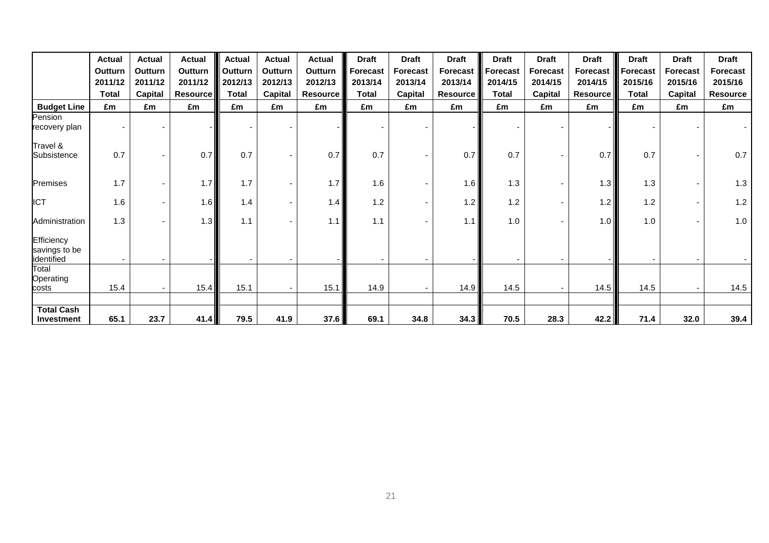| | Actual Outturn 2011/12 Total | Actual Outturn 2011/12 Capital | Actual Outturn 2011/12 Resource | Actual Outturn 2012/13 Total | Actual Outturn 2012/13 Capital | Actual Outturn 2012/13 Resource | Draft Forecast 2013/14 Total | Draft Forecast 2013/14 Capital | Draft Forecast 2013/14 Resource | Draft Forecast 2014/15 Total | Draft Forecast 2014/15 Capital | Draft Forecast 2014/15 Resource | Draft Forecast 2015/16 Total | Draft Forecast 2015/16 Capital | Draft Forecast 2015/16 Resource |
|---|---|---|---|---|---|---|---|---|---|---|---|---|---|---|---|
| **Budget Line** | **£m** | **£m** | **£m** | **£m** | **£m** | **£m** | **£m** | **£m** | **£m** | **£m** | **£m** | **£m** | **£m** | **£m** | **£m** |
| Pension recovery plan | - | - | - | - | - | - | - | - | - | - | - | - | - | - | - |
| Travel & Subsistence | 0.7 | - | 0.7 | 0.7 | - | 0.7 | 0.7 | - | 0.7 | 0.7 | - | 0.7 | 0.7 | - | 0.7 |
| Premises | 1.7 | - | 1.7 | 1.7 | - | 1.7 | 1.6 | - | 1.6 | 1.3 | - | 1.3 | 1.3 | - | 1.3 |
| ICT | 1.6 | - | 1.6 | 1.4 | - | 1.4 | 1.2 | - | 1.2 | 1.2 | - | 1.2 | 1.2 | - | 1.2 |
| Administration | 1.3 | - | 1.3 | 1.1 | - | 1.1 | 1.1 | - | 1.1 | 1.0 | - | 1.0 | 1.0 | - | 1.0 |
| Efficiency savings to be identified | - | - | - | - | - | - | - | - | - | - | - | - | - | - | - |
| Total Operating costs | 15.4 | - | 15.4 | 15.1 | - | 15.1 | 14.9 | - | 14.9 | 14.5 | - | 14.5 | 14.5 | - | 14.5 |
| | | | | | | | | | | | | | | | |
| **Total Cash Investment** | **65.1** | **23.7** | **41.4** | **79.5** | **41.9** | **37.6** | **69.1** | **34.8** | **34.3** | **70.5** | **28.3** | **42.2** | **71.4** | **32.0** | **39.4** |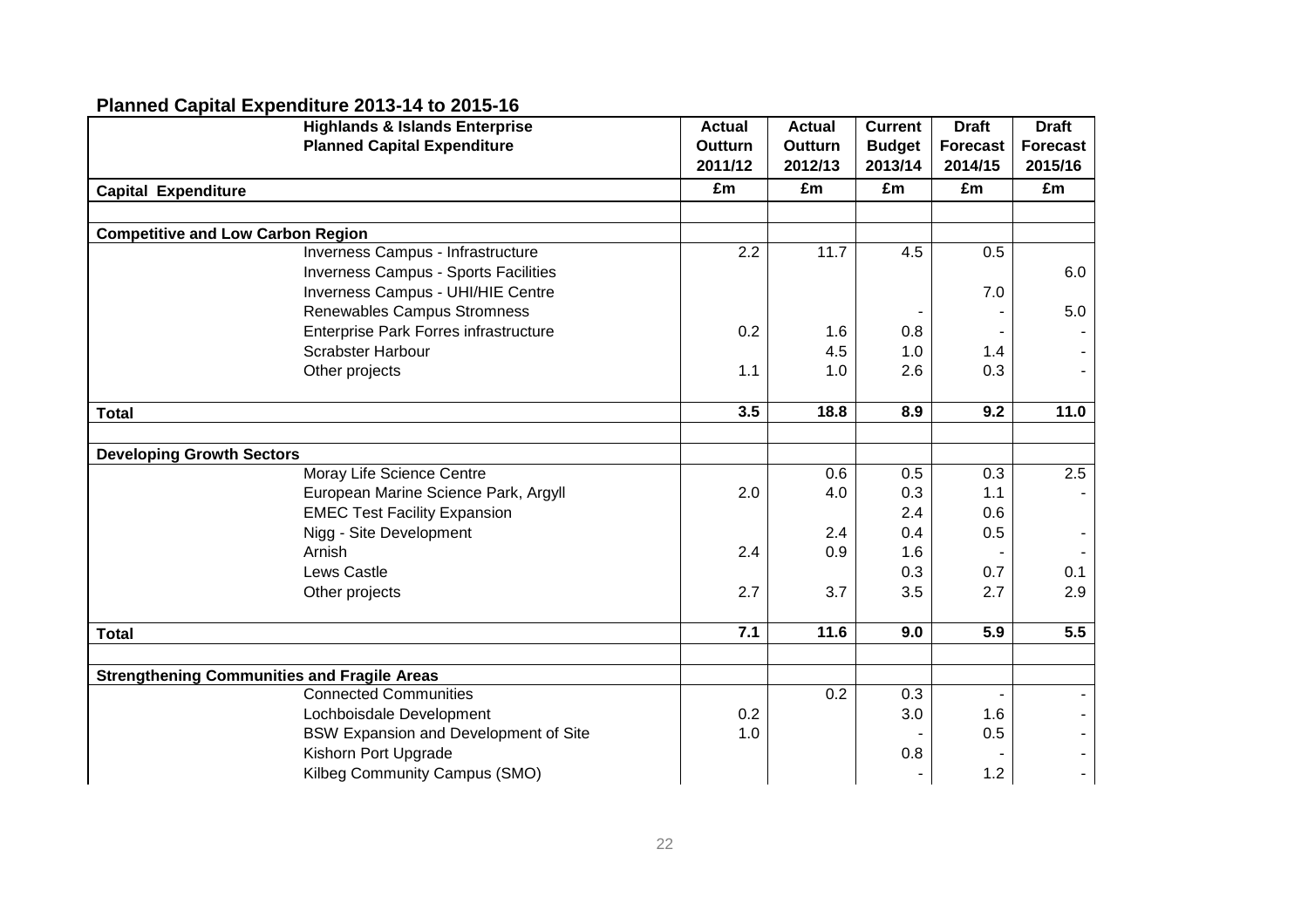## Planned Capital Expenditure 2013-14 to 2015-16

| Highlands & Islands Enterprise Planned Capital Expenditure | Actual Outturn 2011/12 | Actual Outturn 2012/13 | Current Budget 2013/14 | Draft Forecast 2014/15 | Draft Forecast 2015/16 |
|---|---|---|---|---|---|
| **Capital Expenditure** | **£m** | **£m** | **£m** | **£m** | **£m** |
| | | | | | |
| **Competitive and Low Carbon Region** | | | | | |
| Inverness Campus - Infrastructure | 2.2 | 11.7 | 4.5 | 0.5 | |
| Inverness Campus - Sports Facilities | | | | | 6.0 |
| Inverness Campus - UHI/HIE Centre | | | | 7.0 | |
| Renewables Campus Stromness | | | - | - | 5.0 |
| Enterprise Park Forres infrastructure | 0.2 | 1.6 | 0.8 | - | - |
| Scrabster Harbour | | 4.5 | 1.0 | 1.4 | - |
| Other projects | 1.1 | 1.0 | 2.6 | 0.3 | - |
| **Total** | **3.5** | **18.8** | **8.9** | **9.2** | **11.0** |
| | | | | | |
| **Developing Growth Sectors** | | | | | |
| Moray Life Science Centre | | 0.6 | 0.5 | 0.3 | 2.5 |
| European Marine Science Park, Argyll | 2.0 | 4.0 | 0.3 | 1.1 | - |
| EMEC Test Facility Expansion | | | 2.4 | 0.6 | |
| Nigg - Site Development | | 2.4 | 0.4 | 0.5 | - |
| Arnish | 2.4 | 0.9 | 1.6 | - | - |
| Lews Castle | | | 0.3 | 0.7 | 0.1 |
| Other projects | 2.7 | 3.7 | 3.5 | 2.7 | 2.9 |
| **Total** | **7.1** | **11.6** | **9.0** | **5.9** | **5.5** |
| | | | | | |
| **Strengthening Communities and Fragile Areas** | | | | | |
| Connected Communities | | 0.2 | 0.3 | - | - |
| Lochboisdale Development | 0.2 | | 3.0 | 1.6 | - |
| BSW Expansion and Development of Site | 1.0 | | - | 0.5 | - |
| Kishorn Port Upgrade | | | 0.8 | - | - |
| Kilbeg Community Campus (SMO) | | | - | 1.2 | - |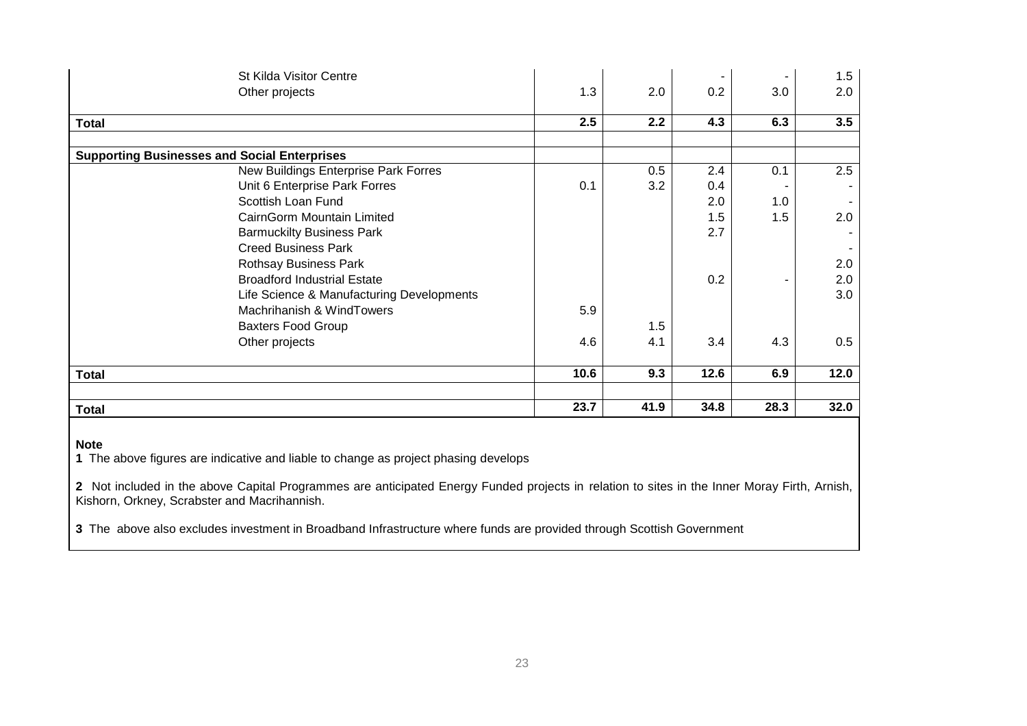| | | | | | |
|---|---|---|---|---|---|
| St Kilda Visitor Centre | | | - | - | 1.5 |
| Other projects | 1.3 | 2.0 | 0.2 | 3.0 | 2.0 |
| **Total** | **2.5** | **2.2** | **4.3** | **6.3** | **3.5** |
| | | | | | |
| **Supporting Businesses and Social Enterprises** | | | | | |
| New Buildings Enterprise Park Forres | | 0.5 | 2.4 | 0.1 | 2.5 |
| Unit 6 Enterprise Park Forres | 0.1 | 3.2 | 0.4 | - | - |
| Scottish Loan Fund | | | 2.0 | 1.0 | - |
| CairnGorm Mountain Limited | | | 1.5 | 1.5 | 2.0 |
| Barmuckilty Business Park | | | 2.7 | | - |
| Creed Business Park | | | | | - |
| Rothsay Business Park | | | | | 2.0 |
| Broadford Industrial Estate | | | 0.2 | - | 2.0 |
| Life Science & Manufacturing Developments | | | | | 3.0 |
| Machrihanish & WindTowers | 5.9 | | | | |
| Baxters Food Group | | 1.5 | | | |
| Other projects | 4.6 | 4.1 | 3.4 | 4.3 | 0.5 |
| **Total** | **10.6** | **9.3** | **12.6** | **6.9** | **12.0** |
| | | | | | |
| **Total** | **23.7** | **41.9** | **34.8** | **28.3** | **32.0** |

**Note**

**1** The above figures are indicative and liable to change as project phasing develops

**2** Not included in the above Capital Programmes are anticipated Energy Funded projects in relation to sites in the Inner Moray Firth, Arnish, Kishorn, Orkney, Scrabster and Macrihannish.

**3** The above also excludes investment in Broadband Infrastructure where funds are provided through Scottish Government